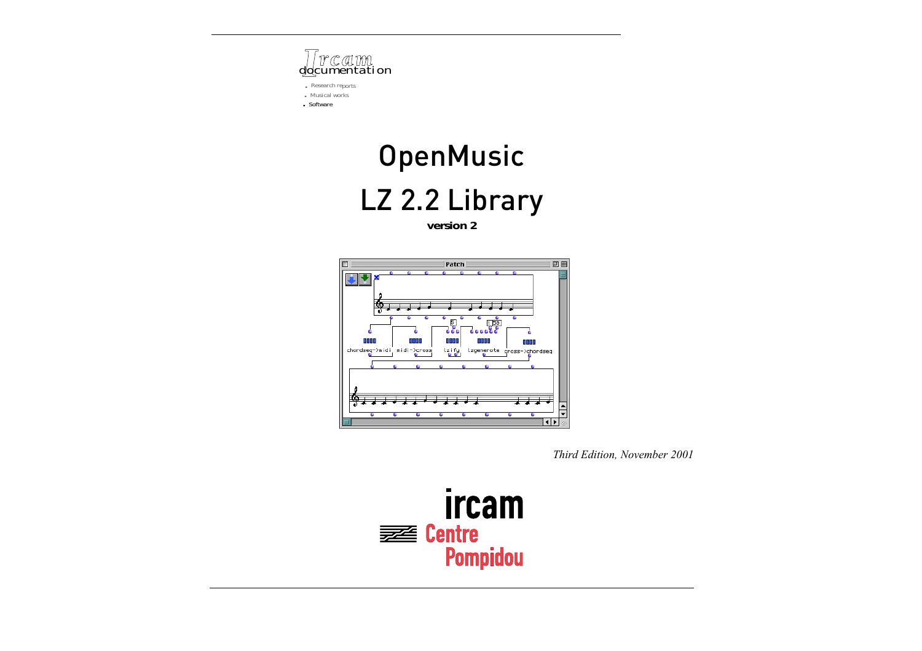Ircam documentation

- Research reports
- Musical works
- Software

# OpenMusic

# LZ 2.2 Library

**version 2**

*Third Edition, November 2001*

ircam
Centre Pompidou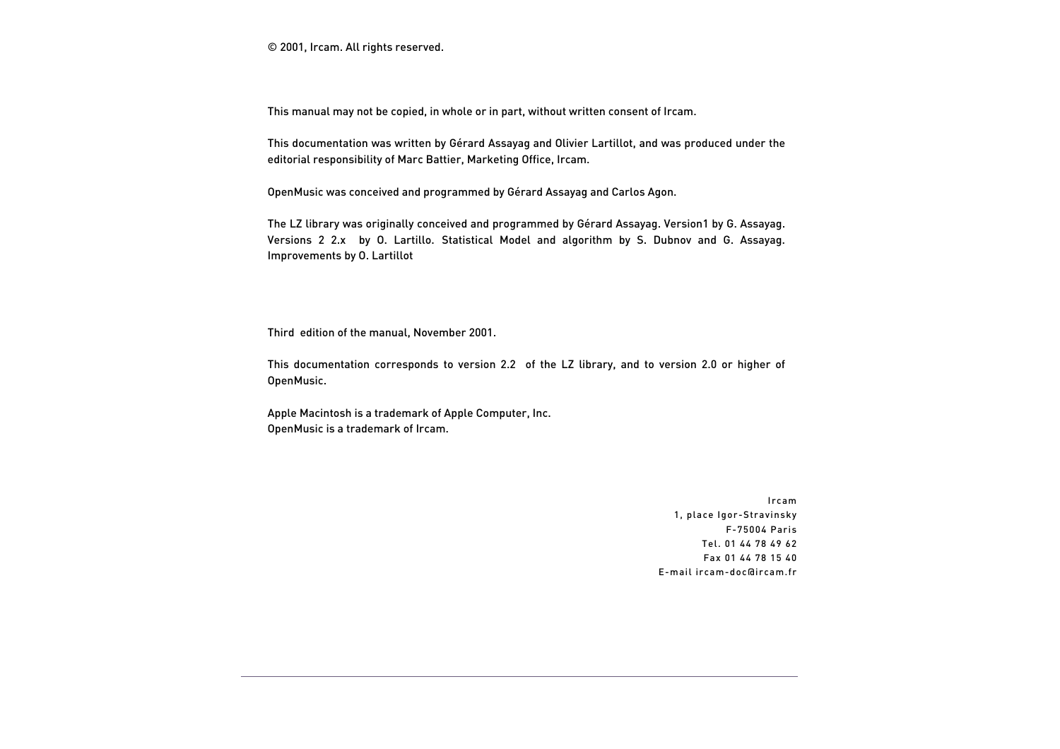© 2001, Ircam. All rights reserved.

This manual may not be copied, in whole or in part, without written consent of Ircam.

This documentation was written by Gérard Assayag and Olivier Lartillot, and was produced under the editorial responsibility of Marc Battier, Marketing Office, Ircam.

OpenMusic was conceived and programmed by Gérard Assayag and Carlos Agon.

The LZ library was originally conceived and programmed by Gérard Assayag. Version1 by G. Assayag. Versions 2 2.x by O. Lartillo. Statistical Model and algorithm by S. Dubnov and G. Assayag. Improvements by O. Lartillot

Third edition of the manual, November 2001.

This documentation corresponds to version 2.2 of the LZ library, and to version 2.0 or higher of OpenMusic.

Apple Macintosh is a trademark of Apple Computer, Inc.
OpenMusic is a trademark of Ircam.

Ircam
1, place Igor-Stravinsky
F-75004 Paris
Tel. 01 44 78 49 62
Fax 01 44 78 15 40
E-mail ircam-doc@ircam.fr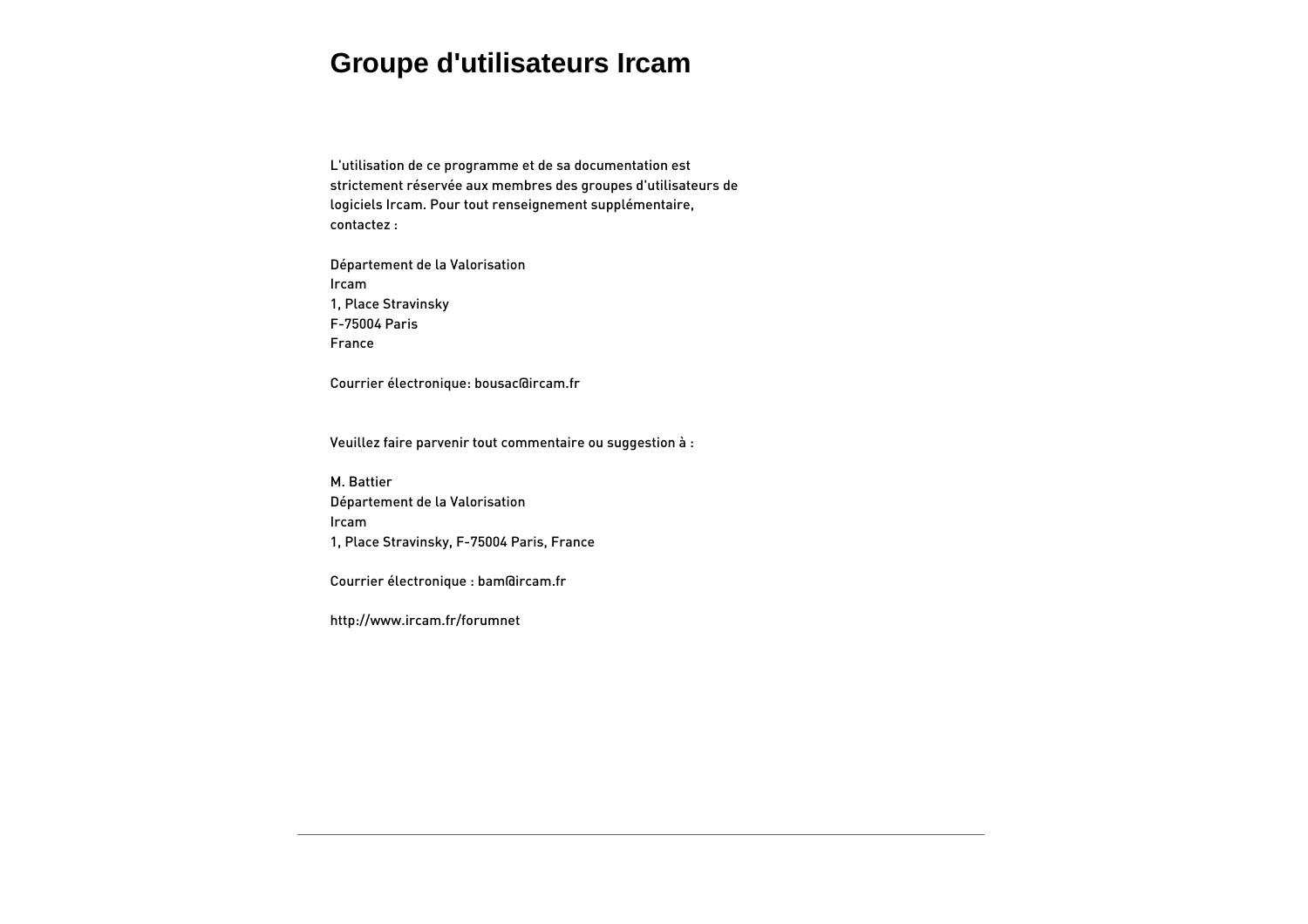# Groupe d'utilisateurs Ircam

L'utilisation de ce programme et de sa documentation est strictement réservée aux membres des groupes d'utilisateurs de logiciels Ircam. Pour tout renseignement supplémentaire, contactez :

Département de la Valorisation  
Ircam  
1, Place Stravinsky  
F-75004 Paris  
France

Courrier électronique: bousac@ircam.fr

Veuillez faire parvenir tout commentaire ou suggestion à :

M. Battier  
Département de la Valorisation  
Ircam  
1, Place Stravinsky, F-75004 Paris, France

Courrier électronique : bam@ircam.fr

http://www.ircam.fr/forumnet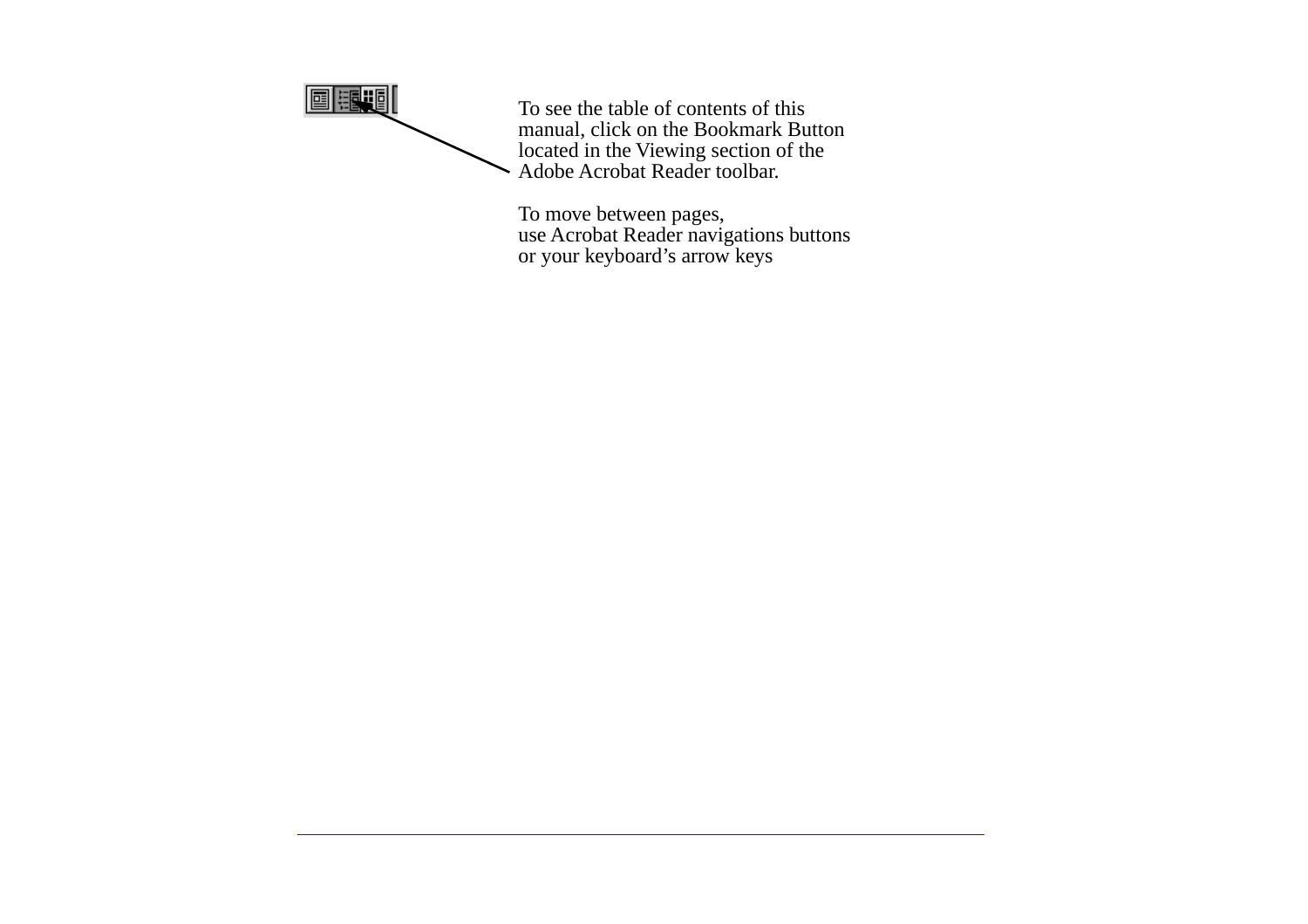To see the table of contents of this manual, click on the Bookmark Button located in the Viewing section of the Adobe Acrobat Reader toolbar.

To move between pages,
use Acrobat Reader navigations buttons
or your keyboard’s arrow keys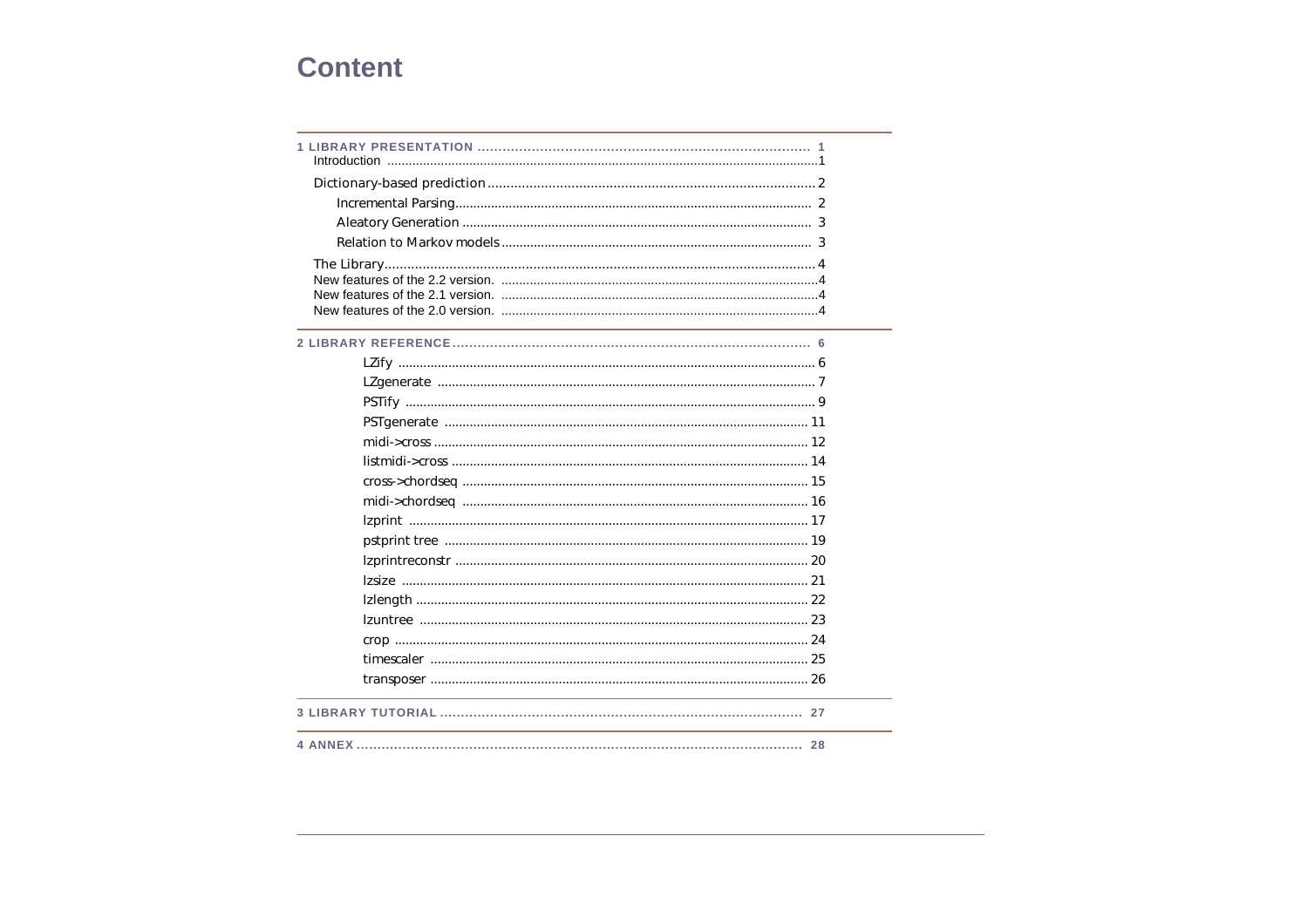# Content

1 LIBRARY PRESENTATION ..... 1
- Introduction ..... 1
- Dictionary-based prediction ..... 2
  - Incremental Parsing ..... 2
  - Aleatory Generation ..... 3
  - Relation to Markov models ..... 3
- The Library ..... 4
- New features of the 2.2 version. ..... 4
- New features of the 2.1 version. ..... 4
- New features of the 2.0 version. ..... 4

2 LIBRARY REFERENCE ..... 6
- LZify ..... 6
- LZgenerate ..... 7
- PSTify ..... 9
- PSTgenerate ..... 11
- midi->cross ..... 12
- listmidi->cross ..... 14
- cross->chordseq ..... 15
- midi->chordseq ..... 16
- lzprint ..... 17
- pstprint tree ..... 19
- lzprintreconstr ..... 20
- lzsize ..... 21
- lzlength ..... 22
- lzuntree ..... 23
- crop ..... 24
- timescaler ..... 25
- transposer ..... 26

3 LIBRARY TUTORIAL ..... 27

4 ANNEX ..... 28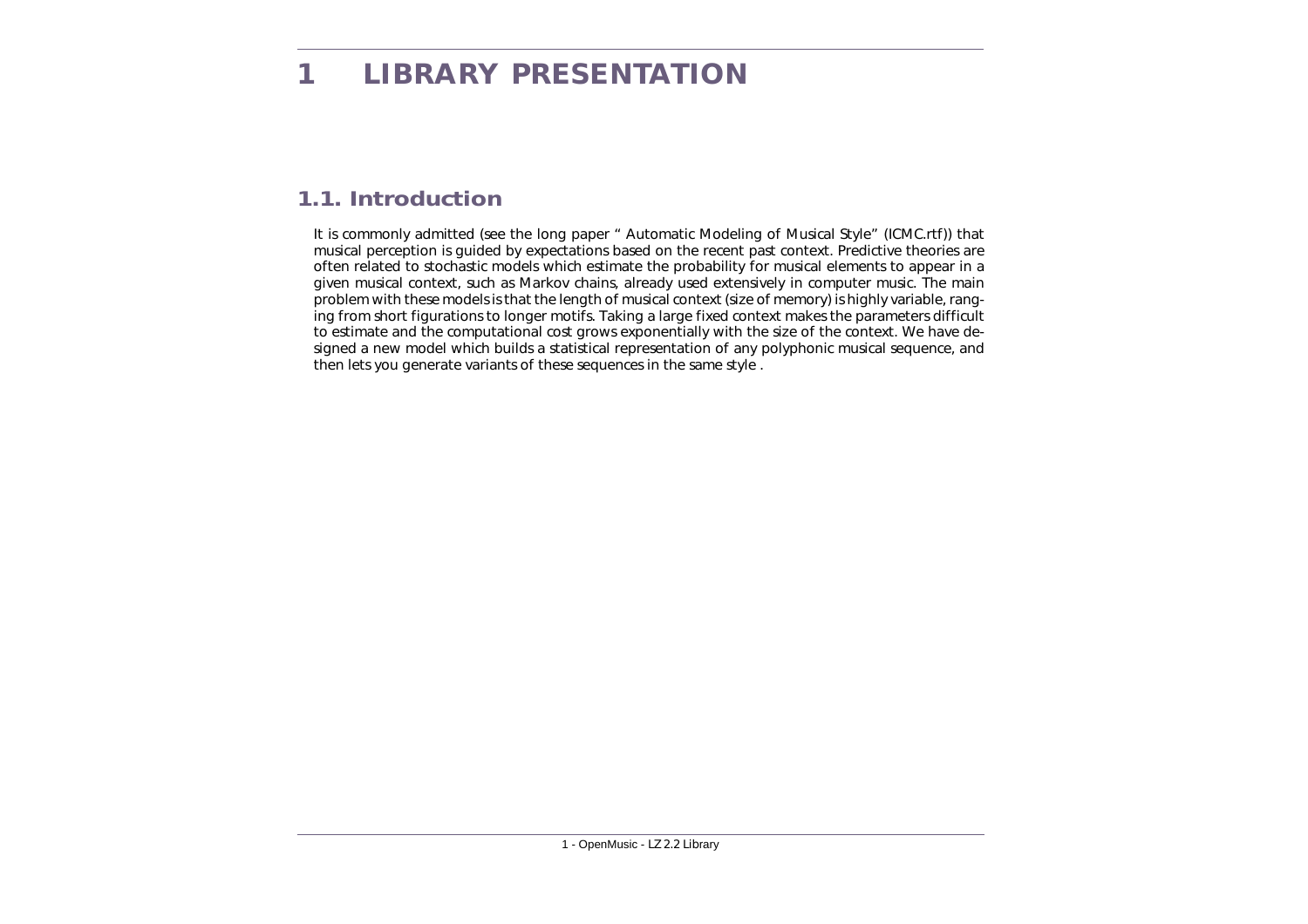# 1 LIBRARY PRESENTATION

## 1.1. Introduction

It is commonly admitted (see the long paper " Automatic Modeling of Musical Style" (ICMC.rtf)) that musical perception is guided by expectations based on the recent past context. Predictive theories are often related to stochastic models which estimate the probability for musical elements to appear in a given musical context, such as Markov chains, already used extensively in computer music. The main problem with these models is that the length of musical context (size of memory) is highly variable, ranging from short figurations to longer motifs. Taking a large fixed context makes the parameters difficult to estimate and the computational cost grows exponentially with the size of the context. We have designed a new model which builds a statistical representation of any polyphonic musical sequence, and then lets you generate variants of these sequences in the same style .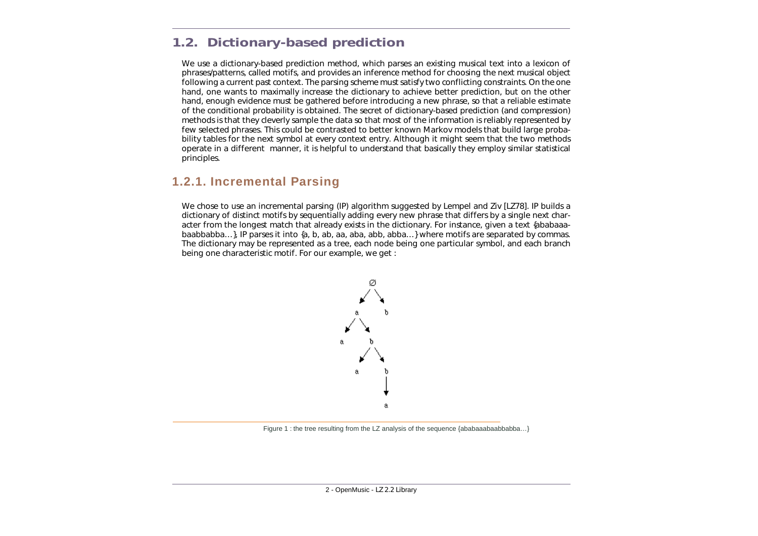## 1.2. Dictionary-based prediction

We use a dictionary-based prediction method, which parses an existing musical text into a lexicon of phrases/patterns, called motifs, and provides an inference method for choosing the next musical object following a current past context. The parsing scheme must satisfy two conflicting constraints. On the one hand, one wants to maximally increase the dictionary to achieve better prediction, but on the other hand, enough evidence must be gathered before introducing a new phrase, so that a reliable estimate of the conditional probability is obtained. The secret of dictionary-based prediction (and compression) methods is that they cleverly sample the data so that most of the information is reliably represented by few selected phrases. This could be contrasted to better known Markov models that build large probability tables for the next symbol at every context entry. Although it might seem that the two methods operate in a different manner, it is helpful to understand that basically they employ similar statistical principles.

### 1.2.1. Incremental Parsing

We chose to use an incremental parsing (IP) algorithm suggested by Lempel and Ziv [LZ78]. IP builds a dictionary of distinct motifs by sequentially adding every new phrase that differs by a single next character from the longest match that already exists in the dictionary. For instance, given a text {ababaaabaabbabba…}, IP parses it into {a, b, ab, aa, aba, abb, abba…} where motifs are separated by commas. The dictionary may be represented as a tree, each node being one particular symbol, and each branch being one characteristic motif. For our example, we get :

Figure 1 : the tree resulting from the LZ analysis of the sequence {ababaaabaabbabba…}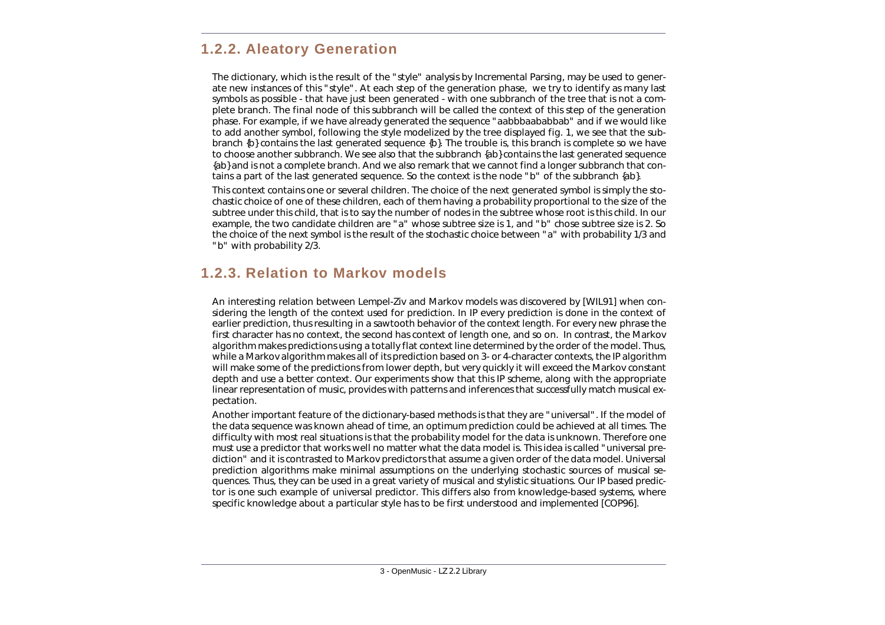### 1.2.2. Aleatory Generation

The dictionary, which is the result of the "style" analysis by Incremental Parsing, may be used to generate new instances of this "style". At each step of the generation phase, we try to identify as many last symbols as possible - that have just been generated - with one subbranch of the tree that is not a complete branch. The final node of this subbranch will be called the context of this step of the generation phase. For example, if we have already generated the sequence "aabbbaababbab" and if we would like to add another symbol, following the style modelized by the tree displayed fig. 1, we see that the subbranch {b} contains the last generated sequence {b}. The trouble is, this branch is complete so we have to choose another subbranch. We see also that the subbranch {ab} contains the last generated sequence {ab} and is not a complete branch. And we also remark that we cannot find a longer subbranch that contains a part of the last generated sequence. So the context is the node "b" of the subbranch {ab}.

This context contains one or several children. The choice of the next generated symbol is simply the stochastic choice of one of these children, each of them having a probability proportional to the size of the subtree under this child, that is to say the number of nodes in the subtree whose root is this child. In our example, the two candidate children are "a" whose subtree size is 1, and "b" chose subtree size is 2. So the choice of the next symbol is the result of the stochastic choice between "a" with probability 1/3 and "b" with probability 2/3.

### 1.2.3. Relation to Markov models

An interesting relation between Lempel-Ziv and Markov models was discovered by [WIL91] when considering the length of the context used for prediction. In IP every prediction is done in the context of earlier prediction, thus resulting in a sawtooth behavior of the context length. For every new phrase the first character has no context, the second has context of length one, and so on. In contrast, the Markov algorithm makes predictions using a totally flat context line determined by the order of the model. Thus, while a Markov algorithm makes all of its prediction based on 3- or 4-character contexts, the IP algorithm will make some of the predictions from lower depth, but very quickly it will exceed the Markov constant depth and use a better context. Our experiments show that this IP scheme, along with the appropriate linear representation of music, provides with patterns and inferences that successfully match musical expectation.

Another important feature of the dictionary-based methods is that they are "universal". If the model of the data sequence was known ahead of time, an optimum prediction could be achieved at all times. The difficulty with most real situations is that the probability model for the data is unknown. Therefore one must use a predictor that works well no matter what the data model is. This idea is called "universal prediction" and it is contrasted to Markov predictors that assume a given order of the data model. Universal prediction algorithms make minimal assumptions on the underlying stochastic sources of musical sequences. Thus, they can be used in a great variety of musical and stylistic situations. Our IP based predictor is one such example of universal predictor. This differs also from knowledge-based systems, where specific knowledge about a particular style has to be first understood and implemented [COP96].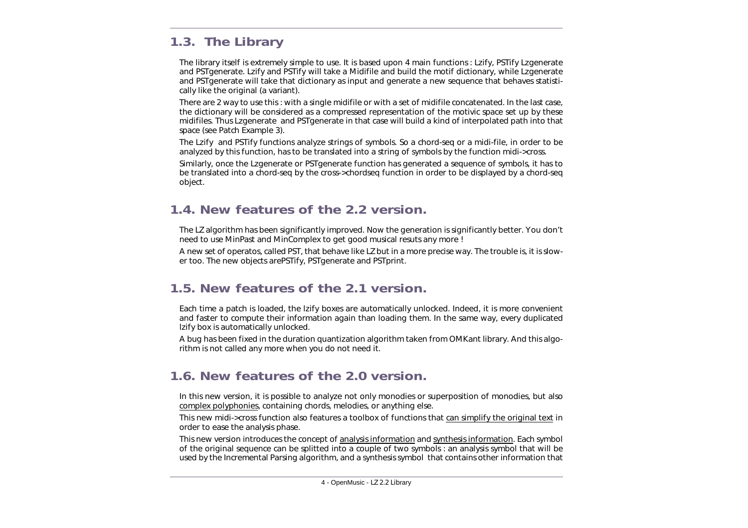## 1.3. The Library

The library itself is extremely simple to use. It is based upon 4 main functions : Lzify, PSTify Lzgenerate and PSTgenerate. Lzify and PSTify will take a Midifile and build the motif dictionary, while Lzgenerate and PSTgenerate will take that dictionary as input and generate a new sequence that behaves statistically like the original (a variant).

There are 2 way to use this : with a single midifile or with a set of midifile concatenated. In the last case, the dictionary will be considered as a compressed representation of the motivic space set up by these midifiles. Thus Lzgenerate and PSTgenerate in that case will build a kind of interpolated path into that space (see Patch Example 3).

The Lzify and PSTify functions analyze strings of symbols. So a chord-seq or a midi-file, in order to be analyzed by this function, has to be translated into a string of symbols by the function midi->cross.

Similarly, once the Lzgenerate or PSTgenerate function has generated a sequence of symbols, it has to be translated into a chord-seq by the cross->chordseq function in order to be displayed by a chord-seq object.

## 1.4. New features of the 2.2 version.

The LZ algorithm has been significantly improved. Now the generation is significantly better. You don't need to use MinPast and MinComplex to get good musical resuts any more !

A new set of operatos, called PST, that behave like LZ but in a more precise way. The trouble is, it is slower too. The new objects arePSTify, PSTgenerate and PSTprint.

## 1.5. New features of the 2.1 version.

Each time a patch is loaded, the lzify boxes are automatically unlocked. Indeed, it is more convenient and faster to compute their information again than loading them. In the same way, every duplicated lzify box is automatically unlocked.

A bug has been fixed in the duration quantization algorithm taken from OMKant library. And this algorithm is not called any more when you do not need it.

## 1.6. New features of the 2.0 version.

In this new version, it is possible to analyze not only monodies or superposition of monodies, but also complex polyphonies, containing chords, melodies, or anything else.

This new midi->cross function also features a toolbox of functions that can simplify the original text in order to ease the analysis phase.

This new version introduces the concept of analysis information and synthesis information. Each symbol of the original sequence can be splitted into a couple of two symbols : an analysis symbol that will be used by the Incremental Parsing algorithm, and a synthesis symbol that contains other information that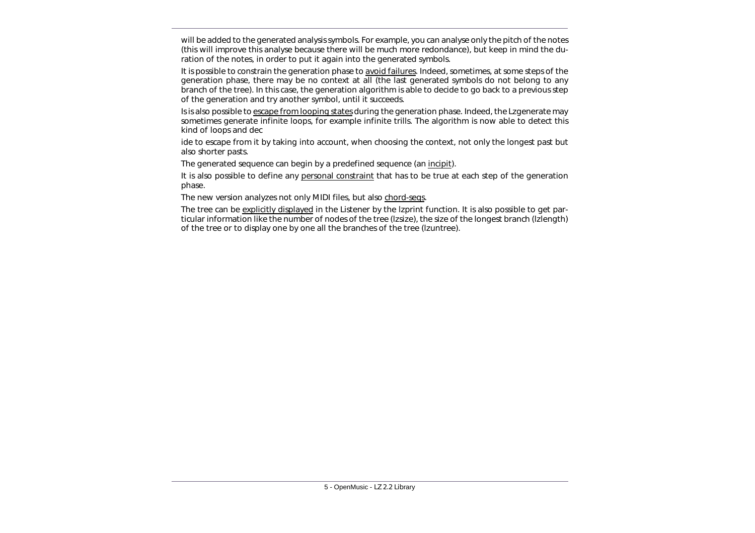will be added to the generated analysis symbols. For example, you can analyse only the pitch of the notes (this will improve this analyse because there will be much more redondance), but keep in mind the duration of the notes, in order to put it again into the generated symbols.

It is possible to constrain the generation phase to avoid failures. Indeed, sometimes, at some steps of the generation phase, there may be no context at all (the last generated symbols do not belong to any branch of the tree). In this case, the generation algorithm is able to decide to go back to a previous step of the generation and try another symbol, until it succeeds.

Is is also possible to escape from looping states during the generation phase. Indeed, the Lzgenerate may sometimes generate infinite loops, for example infinite trills. The algorithm is now able to detect this kind of loops and dec

ide to escape from it by taking into account, when choosing the context, not only the longest past but also shorter pasts.

The generated sequence can begin by a predefined sequence (an incipit).

It is also possible to define any personal constraint that has to be true at each step of the generation phase.

The new version analyzes not only MIDI files, but also chord-seqs.

The tree can be explicitly displayed in the Listener by the lzprint function. It is also possible to get particular information like the number of nodes of the tree (lzsize), the size of the longest branch (lzlength) of the tree or to display one by one all the branches of the tree (lzuntree).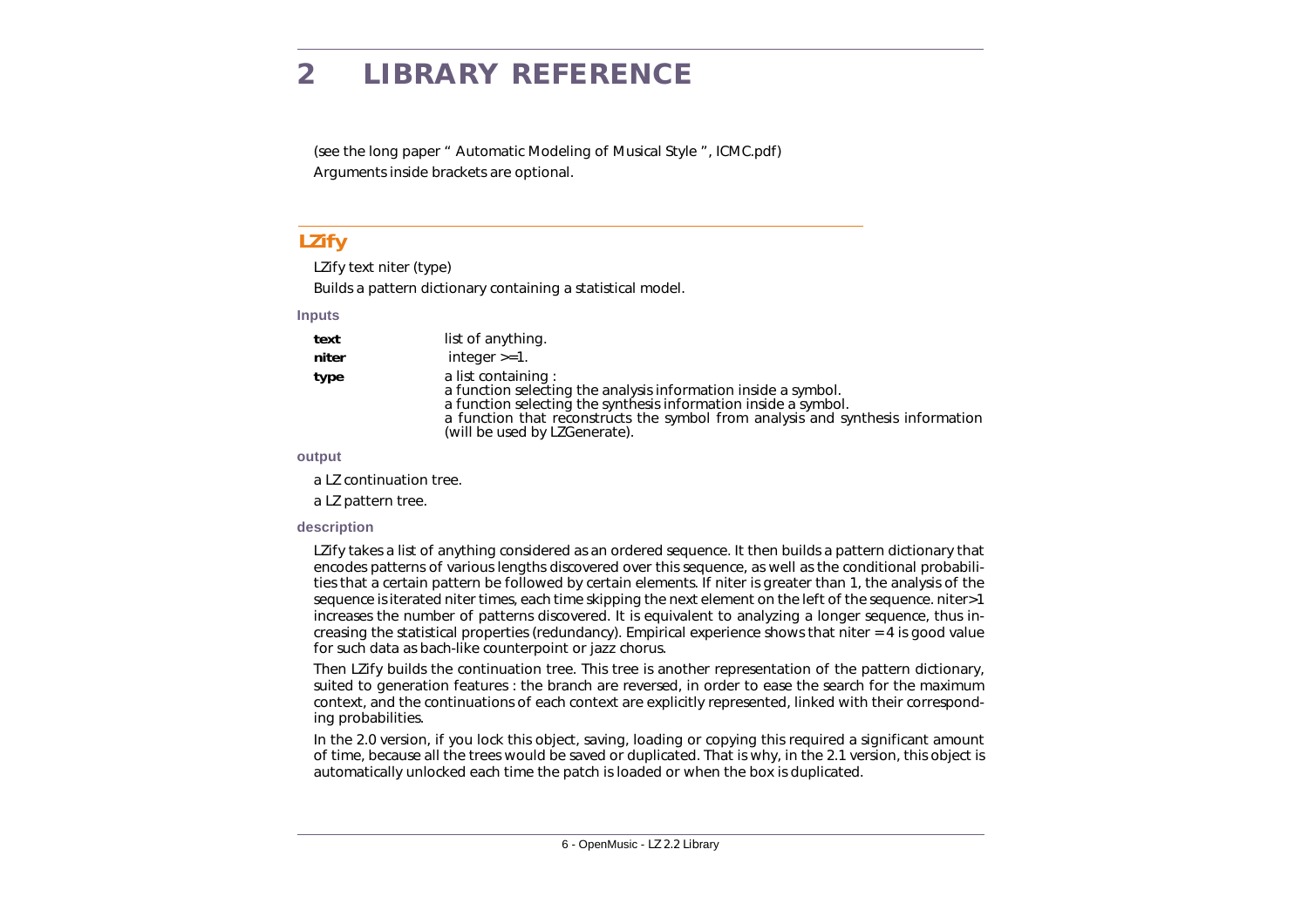# 2 LIBRARY REFERENCE

(see the long paper " Automatic Modeling of Musical Style ", ICMC.pdf)

Arguments inside brackets are optional.

## LZify

LZify text niter (type)

Builds a pattern dictionary containing a statistical model.

### Inputs

| | |
|---|---|
| **text** | list of anything. |
| **niter** | integer >=1. |
| **type** | a list containing :<br>a function selecting the analysis information inside a symbol.<br>a function selecting the synthesis information inside a symbol.<br>a function that reconstructs the symbol from analysis and synthesis information (will be used by LZGenerate). |

### output

a LZ continuation tree.

a LZ pattern tree.

### description

LZify takes a list of anything considered as an ordered sequence. It then builds a pattern dictionary that encodes patterns of various lengths discovered over this sequence, as well as the conditional probabilities that a certain pattern be followed by certain elements. If niter is greater than 1, the analysis of the sequence is iterated niter times, each time skipping the next element on the left of the sequence. niter>1 increases the number of patterns discovered. It is equivalent to analyzing a longer sequence, thus increasing the statistical properties (redundancy). Empirical experience shows that niter = 4 is good value for such data as bach-like counterpoint or jazz chorus.

Then LZify builds the continuation tree. This tree is another representation of the pattern dictionary, suited to generation features : the branch are reversed, in order to ease the search for the maximum context, and the continuations of each context are explicitly represented, linked with their corresponding probabilities.

In the 2.0 version, if you lock this object, saving, loading or copying this required a significant amount of time, because all the trees would be saved or duplicated. That is why, in the 2.1 version, this object is automatically unlocked each time the patch is loaded or when the box is duplicated.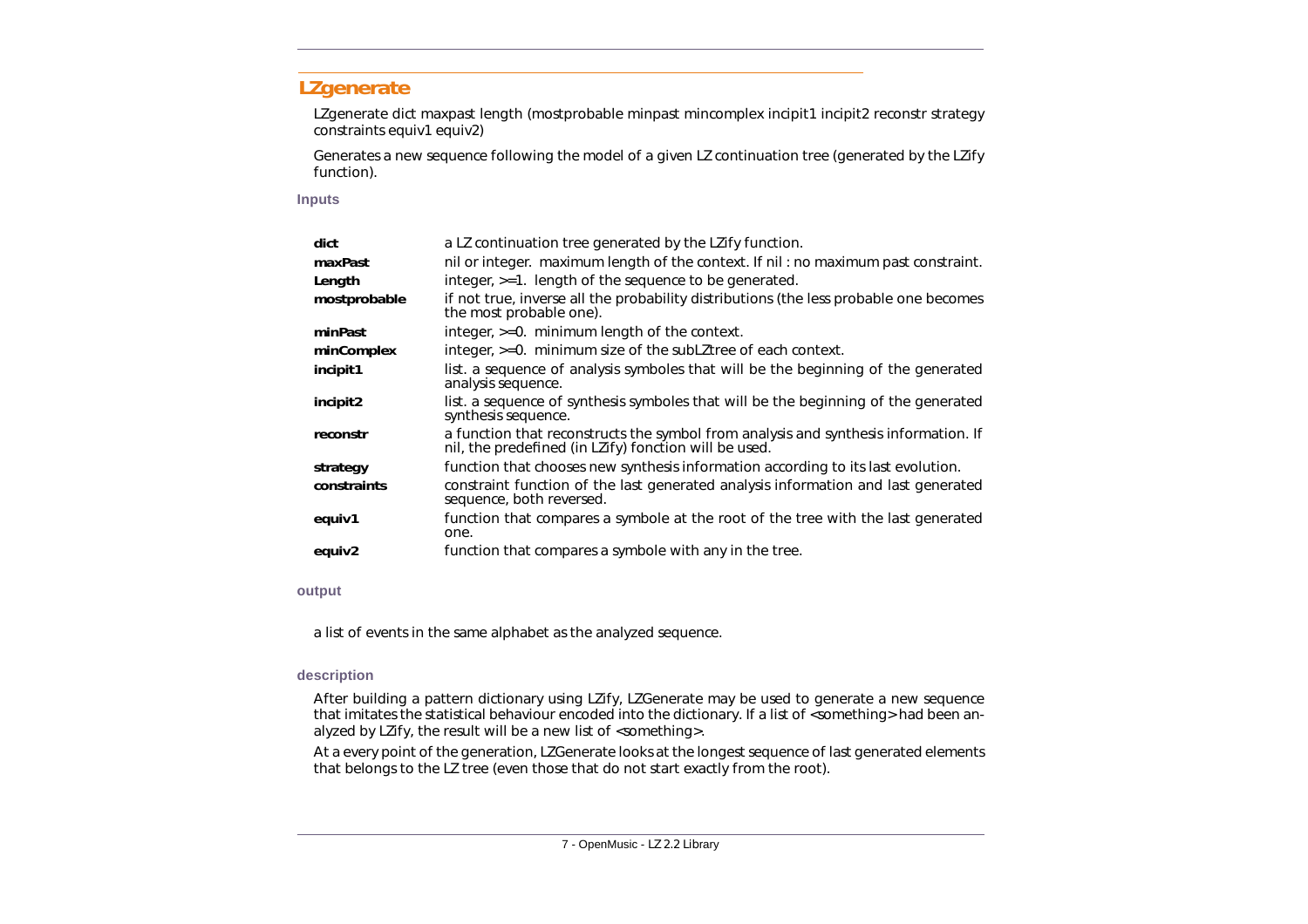## LZgenerate

LZgenerate dict maxpast length (mostprobable minpast mincomplex incipit1 incipit2 reconstr strategy constraints equiv1 equiv2)

Generates a new sequence following the model of a given LZ continuation tree (generated by the LZify function).

### Inputs

| | |
|---|---|
| **dict** | a LZ continuation tree generated by the LZify function. |
| **maxPast** | nil or integer. maximum length of the context. If nil : no maximum past constraint. |
| **Length** | integer, >=1. length of the sequence to be generated. |
| **mostprobable** | if not true, inverse all the probability distributions (the less probable one becomes the most probable one). |
| **minPast** | integer, >=0. minimum length of the context. |
| **minComplex** | integer, >=0. minimum size of the subLZtree of each context. |
| **incipit1** | list. a sequence of analysis symboles that will be the beginning of the generated analysis sequence. |
| **incipit2** | list. a sequence of synthesis symboles that will be the beginning of the generated synthesis sequence. |
| **reconstr** | a function that reconstructs the symbol from analysis and synthesis information. If nil, the predefined (in LZify) fonction will be used. |
| **strategy** | function that chooses new synthesis information according to its last evolution. |
| **constraints** | constraint function of the last generated analysis information and last generated sequence, both reversed. |
| **equiv1** | function that compares a symbole at the root of the tree with the last generated one. |
| **equiv2** | function that compares a symbole with any in the tree. |

### output

a list of events in the same alphabet as the analyzed sequence.

### description

After building a pattern dictionary using LZify, LZGenerate may be used to generate a new sequence that imitates the statistical behaviour encoded into the dictionary. If a list of <something> had been analyzed by LZify, the result will be a new list of <something>.

At a every point of the generation, LZGenerate looks at the longest sequence of last generated elements that belongs to the LZ tree (even those that do not start exactly from the root).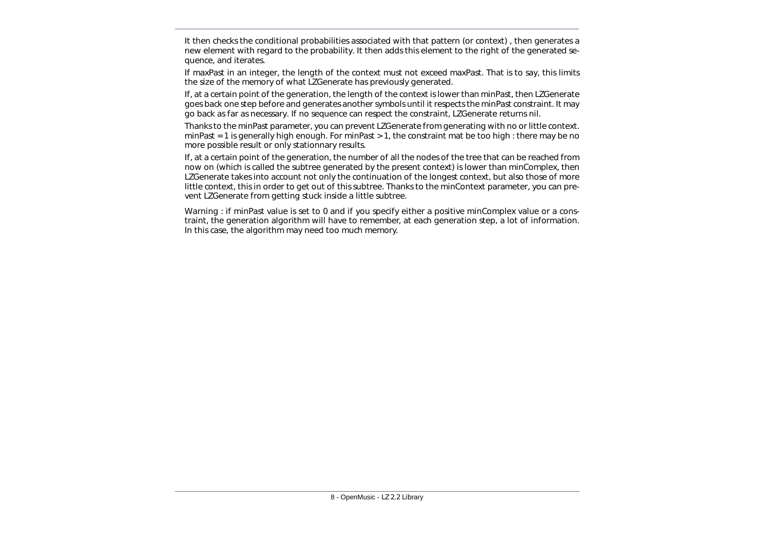It then checks the conditional probabilities associated with that pattern (or context) , then generates a new element with regard to the probability. It then adds this element to the right of the generated sequence, and iterates.

If maxPast in an integer, the length of the context must not exceed maxPast. That is to say, this limits the size of the memory of what LZGenerate has previously generated.

If, at a certain point of the generation, the length of the context is lower than minPast, then LZGenerate goes back one step before and generates another symbols until it respects the minPast constraint. It may go back as far as necessary. If no sequence can respect the constraint, LZGenerate returns nil.

Thanks to the minPast parameter, you can prevent LZGenerate from generating with no or little context. minPast = 1 is generally high enough. For minPast > 1, the constraint mat be too high : there may be no more possible result or only stationnary results.

If, at a certain point of the generation, the number of all the nodes of the tree that can be reached from now on (which is called the subtree generated by the present context) is lower than minComplex, then LZGenerate takes into account not only the continuation of the longest context, but also those of more little context, this in order to get out of this subtree. Thanks to the minContext parameter, you can prevent LZGenerate from getting stuck inside a little subtree.

Warning : if minPast value is set to 0 and if you specify either a positive minComplex value or a constraint, the generation algorithm will have to remember, at each generation step, a lot of information. In this case, the algorithm may need too much memory.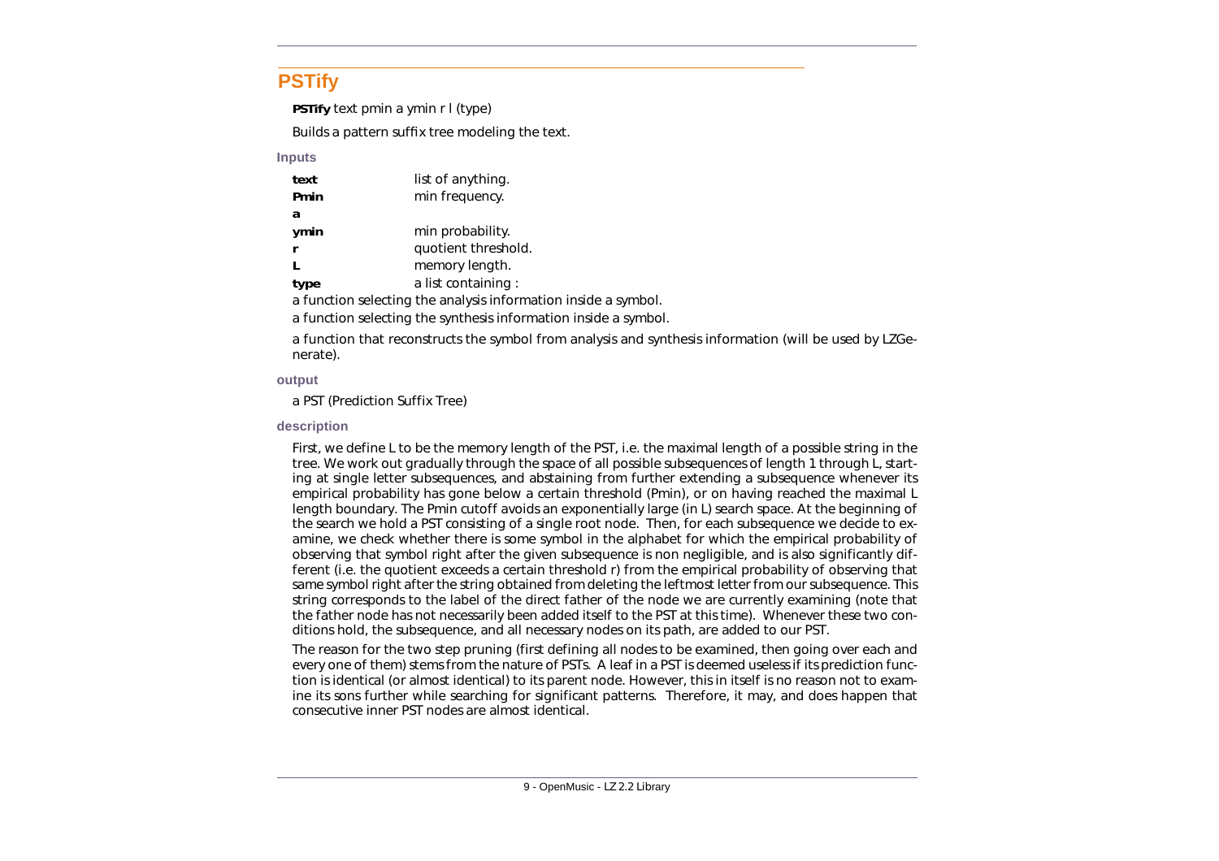## PSTify

**PSTify** text pmin a ymin r l (type)

Builds a pattern suffix tree modeling the text.

### Inputs

| | |
|---|---|
| **text** | list of anything. |
| **Pmin** | min frequency. |
| **a** | |
| **ymin** | min probability. |
| **r** | quotient threshold. |
| **L** | memory length. |
| **type** | a list containing : |

a function selecting the analysis information inside a symbol.

a function selecting the synthesis information inside a symbol.

a function that reconstructs the symbol from analysis and synthesis information (will be used by LZGenerate).

### output

a PST (Prediction Suffix Tree)

### description

First, we define L to be the memory length of the PST, i.e. the maximal length of a possible string in the tree. We work out gradually through the space of all possible subsequences of length 1 through L, starting at single letter subsequences, and abstaining from further extending a subsequence whenever its empirical probability has gone below a certain threshold (Pmin), or on having reached the maximal L length boundary. The Pmin cutoff avoids an exponentially large (in L) search space. At the beginning of the search we hold a PST consisting of a single root node. Then, for each subsequence we decide to examine, we check whether there is some symbol in the alphabet for which the empirical probability of observing that symbol right after the given subsequence is non negligible, and is also significantly different (i.e. the quotient exceeds a certain threshold r) from the empirical probability of observing that same symbol right after the string obtained from deleting the leftmost letter from our subsequence. This string corresponds to the label of the direct father of the node we are currently examining (note that the father node has not necessarily been added itself to the PST at this time). Whenever these two conditions hold, the subsequence, and all necessary nodes on its path, are added to our PST.

The reason for the two step pruning (first defining all nodes to be examined, then going over each and every one of them) stems from the nature of PSTs. A leaf in a PST is deemed useless if its prediction function is identical (or almost identical) to its parent node. However, this in itself is no reason not to examine its sons further while searching for significant patterns. Therefore, it may, and does happen that consecutive inner PST nodes are almost identical.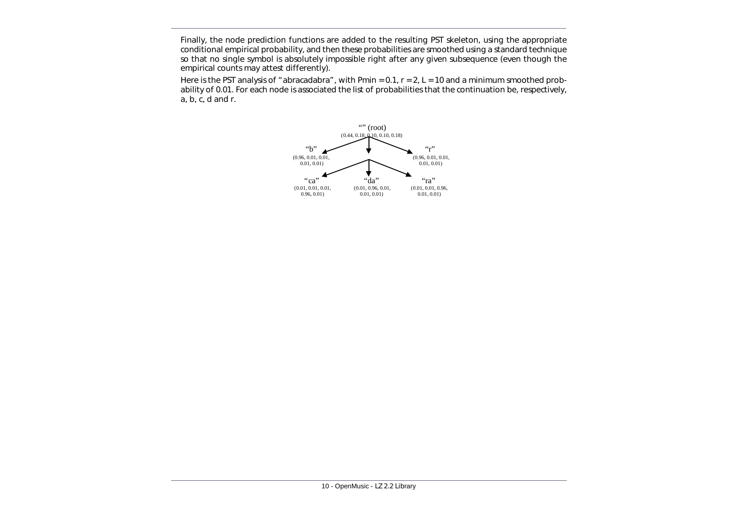Finally, the node prediction functions are added to the resulting PST skeleton, using the appropriate conditional empirical probability, and then these probabilities are smoothed using a standard technique so that no single symbol is absolutely impossible right after any given subsequence (even though the empirical counts may attest differently).

Here is the PST analysis of "abracadabra", with Pmin = 0.1, r = 2, L = 10 and a minimum smoothed probability of 0.01. For each node is associated the list of probabilities that the continuation be, respectively, a, b, c, d and r.

"" (root)
(0.44, 0.18, 0.10, 0.10, 0.18)

"b"
(0.96, 0.01, 0.01, 0.01, 0.01)

"r"
(0.96, 0.01, 0.01, 0.01, 0.01)

"ca"
(0.01, 0.01, 0.01, 0.96, 0.01)

"da"
(0.01, 0.96, 0.01, 0.01, 0.01)

"ra"
(0.01, 0.01, 0.96, 0.01, 0.01)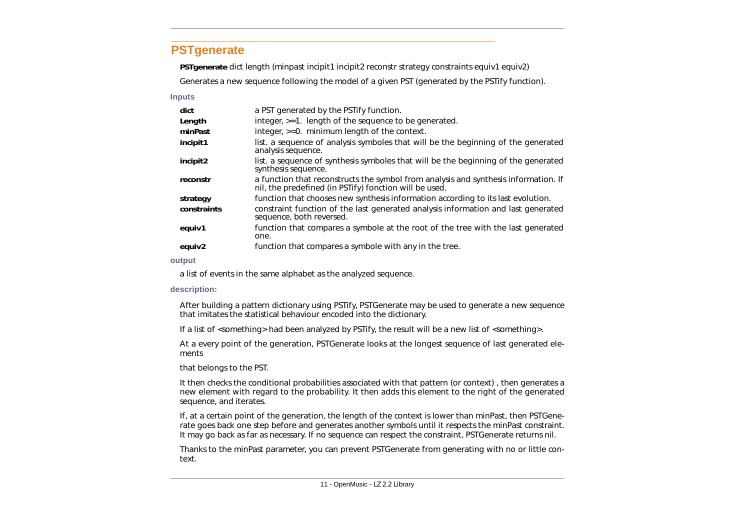## PSTgenerate

**PSTgenerate** dict length (minpast incipit1 incipit2 reconstr strategy constraints equiv1 equiv2)

Generates a new sequence following the model of a given PST (generated by the PSTify function).

### Inputs

| | |
|---|---|
| **dict** | a PST generated by the PSTify function. |
| **Length** | integer, >=1. length of the sequence to be generated. |
| **minPast** | integer, >=0. minimum length of the context. |
| **incipit1** | list. a sequence of analysis symboles that will be the beginning of the generated analysis sequence. |
| **incipit2** | list. a sequence of synthesis symboles that will be the beginning of the generated synthesis sequence. |
| **reconstr** | a function that reconstructs the symbol from analysis and synthesis information. If nil, the predefined (in PSTify) fonction will be used. |
| **strategy** | function that chooses new synthesis information according to its last evolution. |
| **constraints** | constraint function of the last generated analysis information and last generated sequence, both reversed. |
| **equiv1** | function that compares a symbole at the root of the tree with the last generated one. |
| **equiv2** | function that compares a symbole with any in the tree. |

### output

a list of events in the same alphabet as the analyzed sequence.

### description:

After building a pattern dictionary using PSTify, PSTGenerate may be used to generate a new sequence that imitates the statistical behaviour encoded into the dictionary.

If a list of <something> had been analyzed by PSTify, the result will be a new list of <something>.

At a every point of the generation, PSTGenerate looks at the longest sequence of last generated elements

that belongs to the PST.

It then checks the conditional probabilities associated with that pattern (or context) , then generates a new element with regard to the probability. It then adds this element to the right of the generated sequence, and iterates.

If, at a certain point of the generation, the length of the context is lower than minPast, then PSTGenerate goes back one step before and generates another symbols until it respects the minPast constraint. It may go back as far as necessary. If no sequence can respect the constraint, PSTGenerate returns nil.

Thanks to the minPast parameter, you can prevent PSTGenerate from generating with no or little context.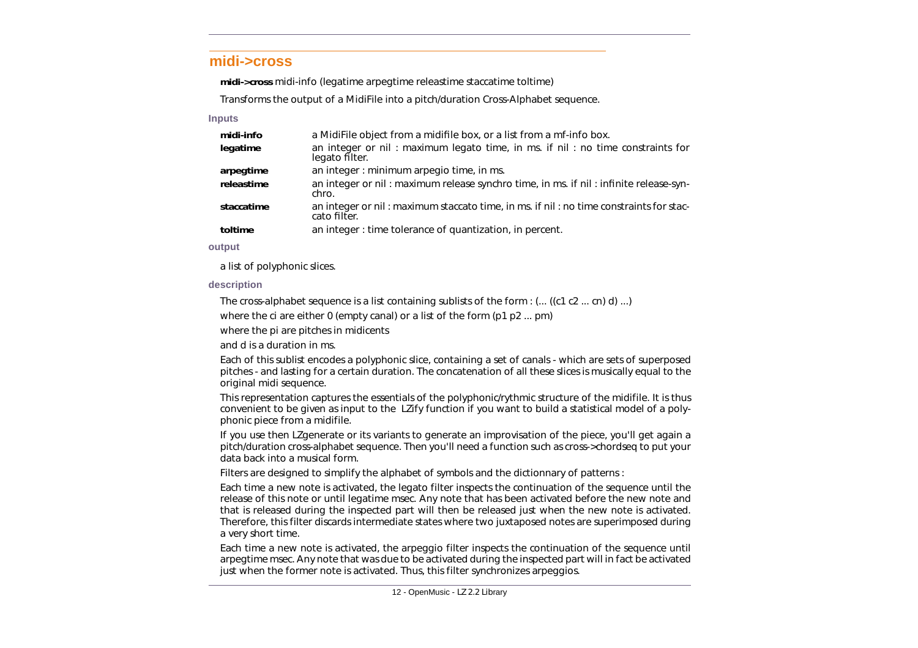## midi->cross

**midi->cross** midi-info (legatime arpegtime releastime staccatime toltime)

Transforms the output of a MidiFile into a pitch/duration Cross-Alphabet sequence.

### Inputs

| | |
|---|---|
| **midi-info** | a MidiFile object from a midifile box, or a list from a mf-info box. |
| **legatime** | an integer or nil : maximum legato time, in ms. if nil : no time constraints for legato filter. |
| **arpegtime** | an integer : minimum arpegio time, in ms. |
| **releastime** | an integer or nil : maximum release synchro time, in ms. if nil : infinite release-synchro. |
| **staccatime** | an integer or nil : maximum staccato time, in ms. if nil : no time constraints for staccato filter. |
| **toltime** | an integer : time tolerance of quantization, in percent. |

### output

a list of polyphonic slices.

### description

The cross-alphabet sequence is a list containing sublists of the form : (... ((c1 c2 ... cn) d) ...)

where the ci are either 0 (empty canal) or a list of the form (p1 p2 ... pm)

where the pi are pitches in midicents

and d is a duration in ms.

Each of this sublist encodes a polyphonic slice, containing a set of canals - which are sets of superposed pitches - and lasting for a certain duration. The concatenation of all these slices is musically equal to the original midi sequence.

This representation captures the essentials of the polyphonic/rythmic structure of the midifile. It is thus convenient to be given as input to the LZify function if you want to build a statistical model of a polyphonic piece from a midifile.

If you use then LZgenerate or its variants to generate an improvisation of the piece, you'll get again a pitch/duration cross-alphabet sequence. Then you'll need a function such as cross->chordseq to put your data back into a musical form.

Filters are designed to simplify the alphabet of symbols and the dictionnary of patterns :

Each time a new note is activated, the legato filter inspects the continuation of the sequence until the release of this note or until legatime msec. Any note that has been activated before the new note and that is released during the inspected part will then be released just when the new note is activated. Therefore, this filter discards intermediate states where two juxtaposed notes are superimposed during a very short time.

Each time a new note is activated, the arpeggio filter inspects the continuation of the sequence until arpegtime msec. Any note that was due to be activated during the inspected part will in fact be activated just when the former note is activated. Thus, this filter synchronizes arpeggios.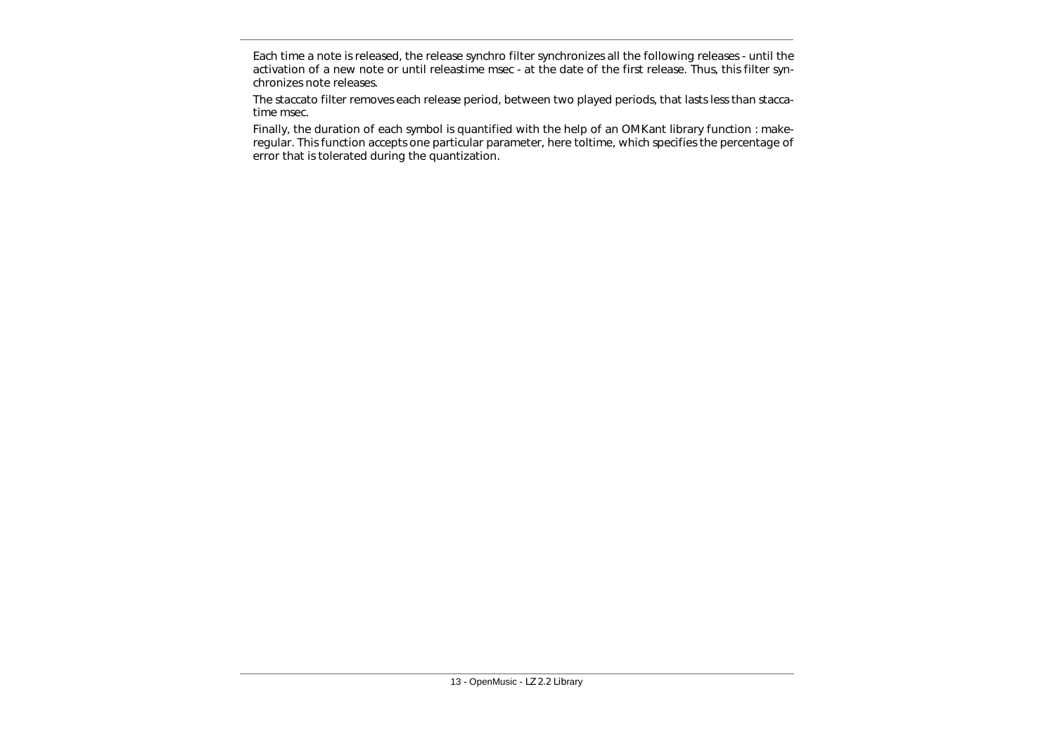Each time a note is released, the release synchro filter synchronizes all the following releases - until the activation of a new note or until releastime msec - at the date of the first release. Thus, this filter synchronizes note releases.

The staccato filter removes each release period, between two played periods, that lasts less than staccatime msec.

Finally, the duration of each symbol is quantified with the help of an OMKant library function : make-regular. This function accepts one particular parameter, here toltime, which specifies the percentage of error that is tolerated during the quantization.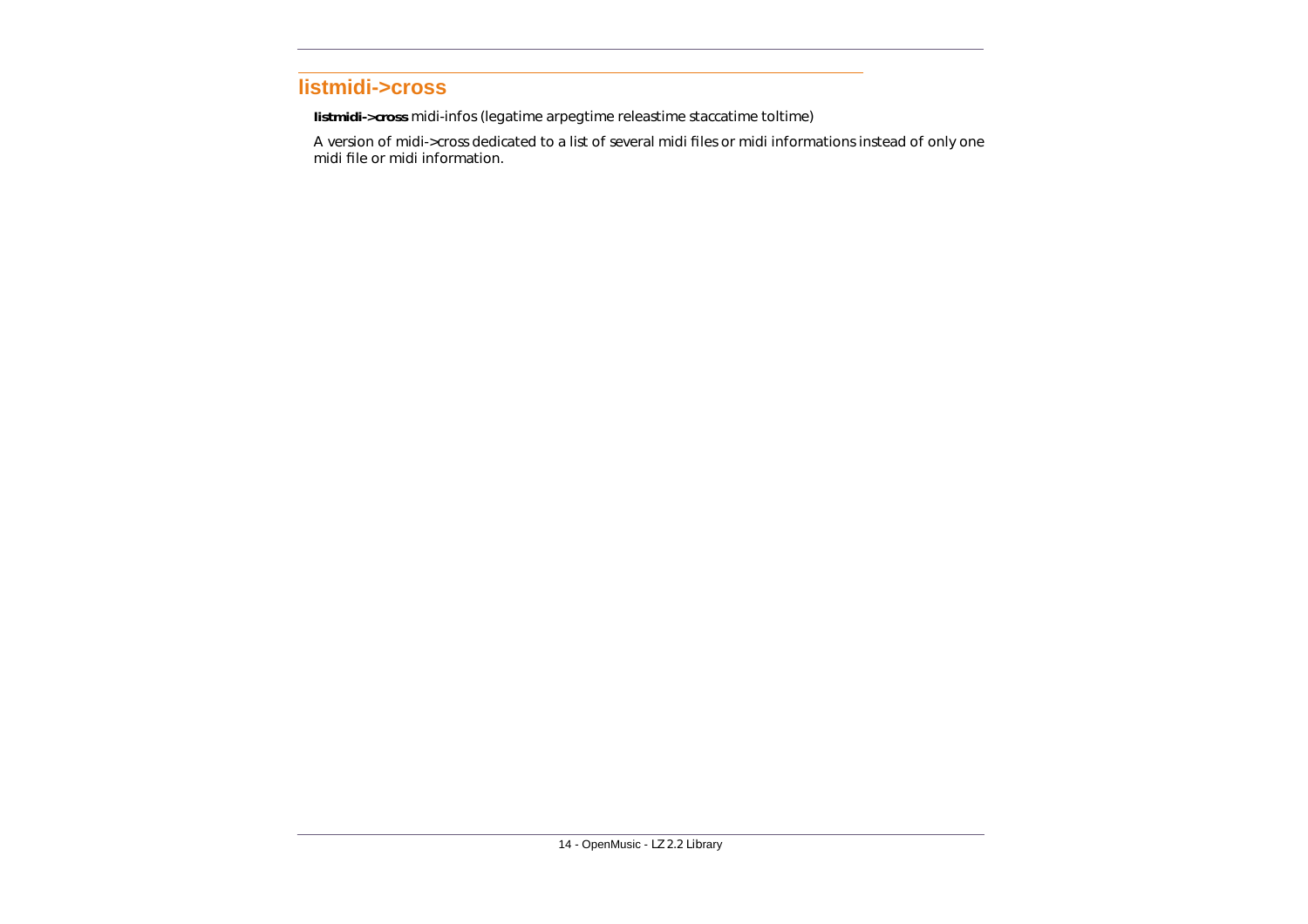## listmidi->cross

**listmidi->cross** midi-infos (legatime arpegtime releastime staccatime toltime)

A version of midi->cross dedicated to a list of several midi files or midi informations instead of only one midi file or midi information.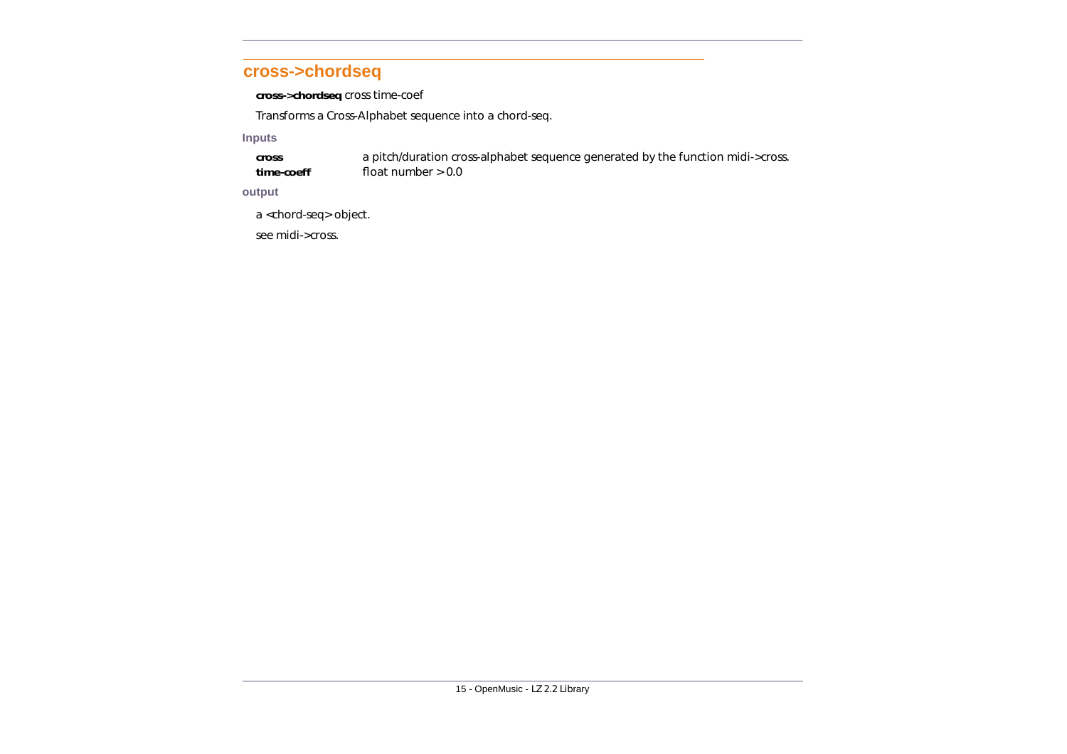## cross->chordseq

**cross->chordseq** cross time-coef

Transforms a Cross-Alphabet sequence into a chord-seq.

### Inputs

| | |
|---|---|
| **cross** | a pitch/duration cross-alphabet sequence generated by the function midi->cross. |
| **time-coeff** | float number > 0.0 |

### output

a <chord-seq> object.

see midi->cross.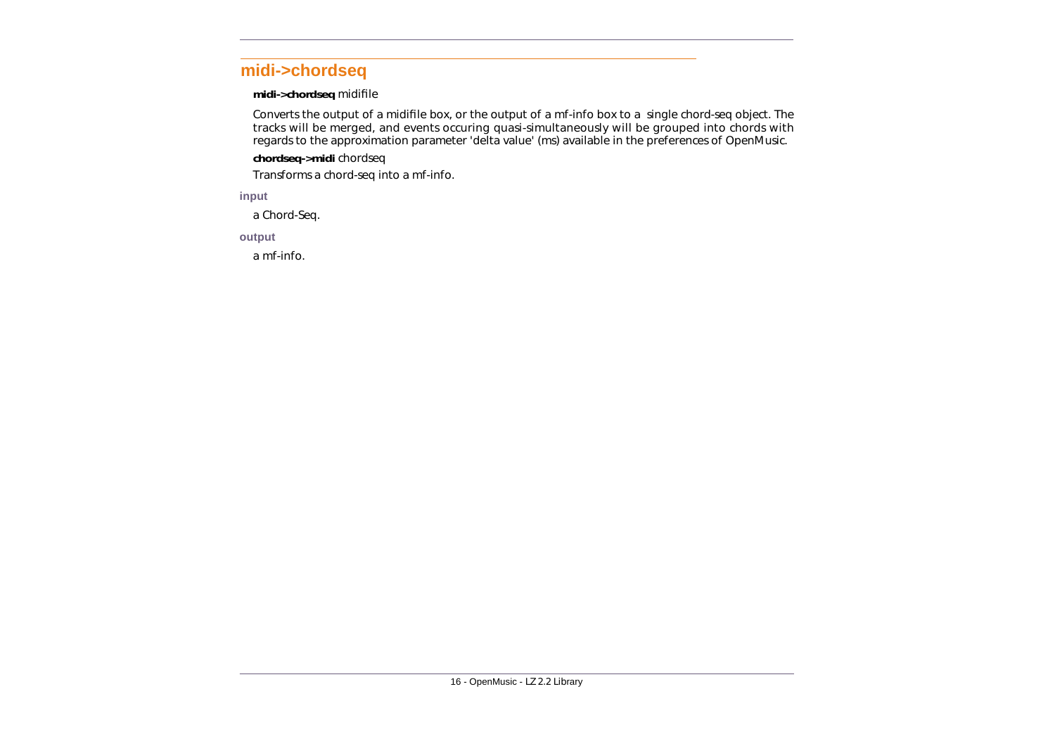## midi->chordseq

**midi->chordseq** midifile

Converts the output of a midifile box, or the output of a mf-info box to a single chord-seq object. The tracks will be merged, and events occuring quasi-simultaneously will be grouped into chords with regards to the approximation parameter 'delta value' (ms) available in the preferences of OpenMusic.

**chordseq->midi** chordseq

Transforms a chord-seq into a mf-info.

#### input

a Chord-Seq.

#### output

a mf-info.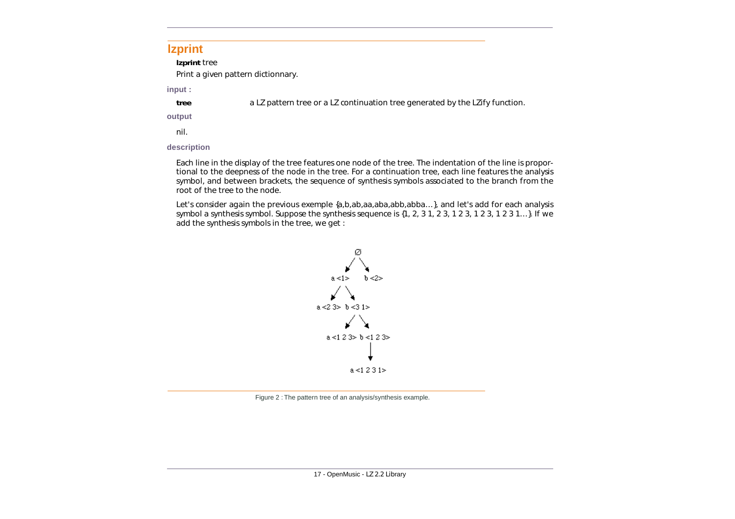## lzprint

**lzprint** tree

Print a given pattern dictionnary.

**input :**

**tree** a LZ pattern tree or a LZ continuation tree generated by the LZify function.

**output**

nil.

**description**

Each line in the display of the tree features one node of the tree. The indentation of the line is proportional to the deepness of the node in the tree. For a continuation tree, each line features the analysis symbol, and between brackets, the sequence of synthesis symbols associated to the branch from the root of the tree to the node.

Let's consider again the previous exemple {a,b,ab,aa,aba,abb,abba…}, and let's add for each analysis symbol a synthesis symbol. Suppose the synthesis sequence is {1, 2, 3 1, 2 3, 1 2 3, 1 2 3, 1 2 3 1…}. If we add the synthesis symbols in the tree, we get :

```
              Ø
            ↙   ↘
        a <1>     b <2>
       ↙   ↘
a <2 3>  b <3 1>
          ↙   ↘
   a <1 2 3>  b <1 2 3>
                 ↓
             a <1 2 3 1>
```

Figure 2 : The pattern tree of an analysis/synthesis example.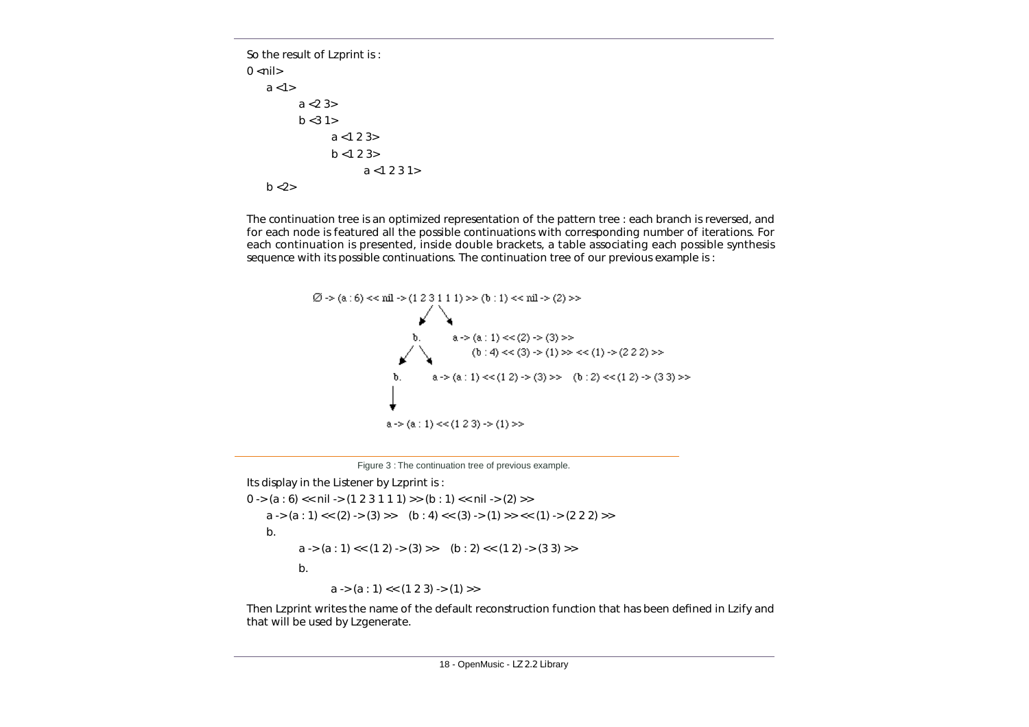So the result of Lzprint is :

```
0 <nil>
    a <1>
        a <2 3>
        b <3 1>
            a <1 2 3>
            b <1 2 3>
                a <1 2 3 1>
    b <2>
```

The continuation tree is an optimized representation of the pattern tree : each branch is reversed, and for each node is featured all the possible continuations with corresponding number of iterations. For each continuation is presented, inside double brackets, a table associating each possible synthesis sequence with its possible continuations. The continuation tree of our previous example is :

```
Ø -> (a : 6) << nil -> (1 2 3 1 1 1) >> (b : 1) << nil -> (2) >>
              /    \
            b.      a -> (a : 1) << (2) -> (3) >>
           /  \          (b : 4) << (3) -> (1) >> << (1) -> (2 2 2) >>
         b.    a -> (a : 1) << (1 2) -> (3) >>    (b : 2) << (1 2) -> (3 3) >>
         |
         a -> (a : 1) << (1 2 3) -> (1) >>
```

Figure 3 : The continuation tree of previous example.

Its display in the Listener by Lzprint is :

```
0 -> (a : 6) << nil -> (1 2 3 1 1 1) >> (b : 1) << nil -> (2) >>
    a -> (a : 1) << (2) -> (3) >>   (b : 4) << (3) -> (1) >> << (1) -> (2 2 2) >>
    b.
        a -> (a : 1) << (1 2) -> (3) >>   (b : 2) << (1 2) -> (3 3) >>
        b.
            a -> (a : 1) << (1 2 3) -> (1) >>
```

Then Lzprint writes the name of the default reconstruction function that has been defined in Lzify and that will be used by Lzgenerate.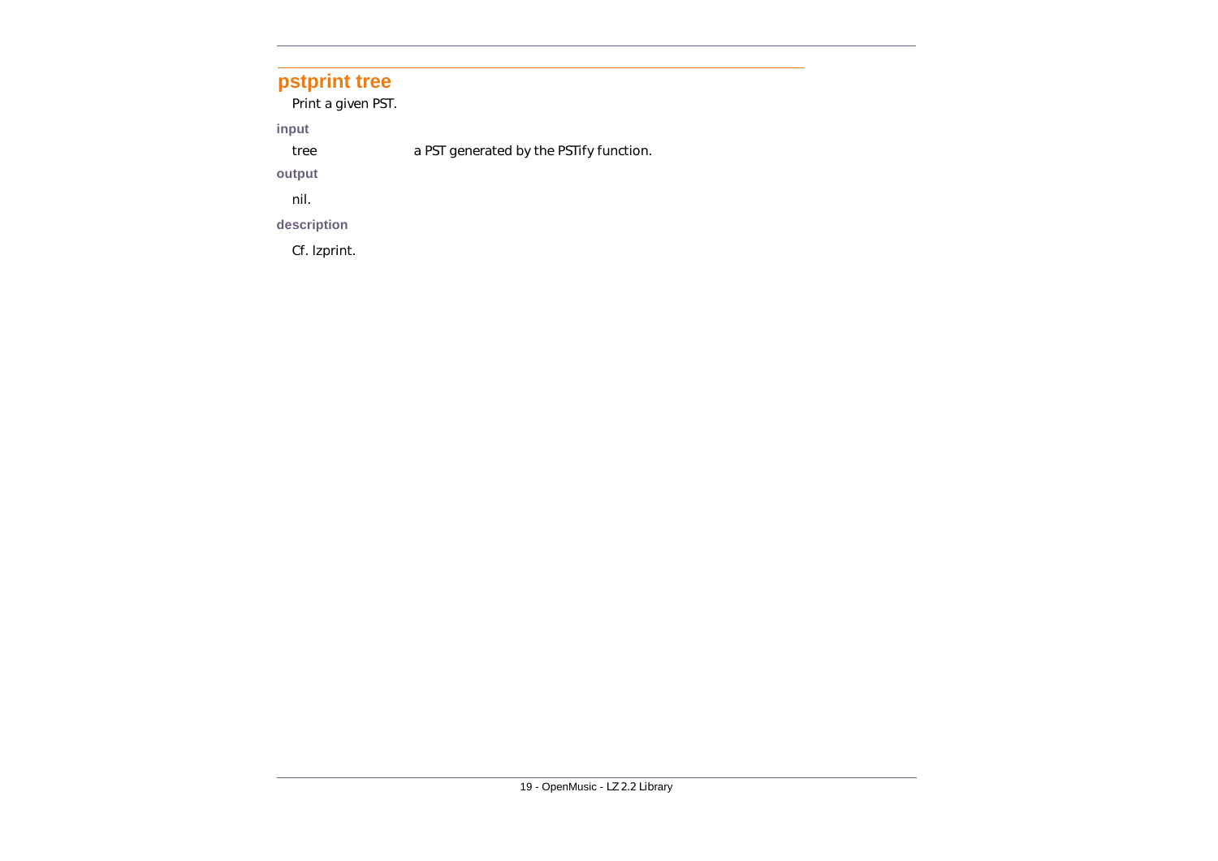## pstprint tree

Print a given PST.

### input

tree — a PST generated by the PSTify function.

### output

nil.

### description

Cf. lzprint.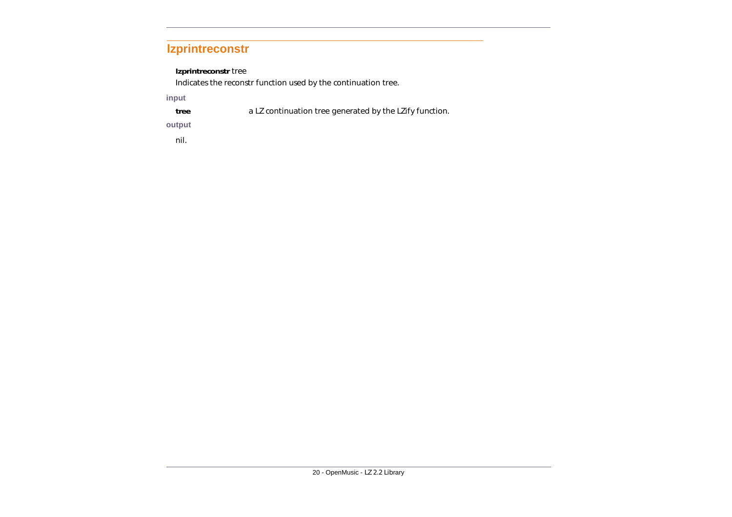## lzprintreconstr

**lzprintreconstr** tree

Indicates the reconstr function used by the continuation tree.

**input**

**tree** a LZ continuation tree generated by the LZify function.

**output**

nil.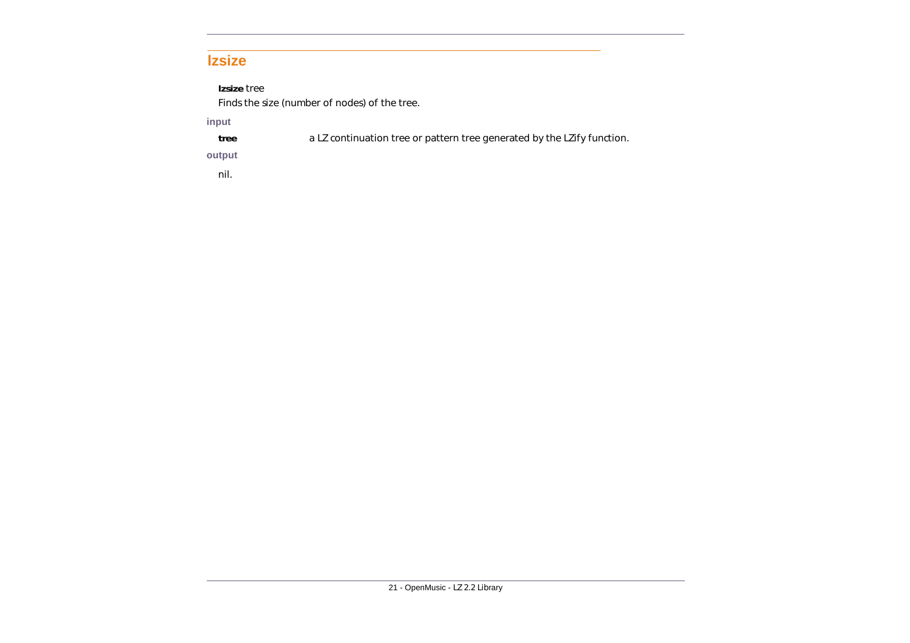## lzsize

**lzsize** tree

Finds the size (number of nodes) of the tree.

**input**

| | |
|---|---|
| **tree** | a LZ continuation tree or pattern tree generated by the LZify function. |

**output**

nil.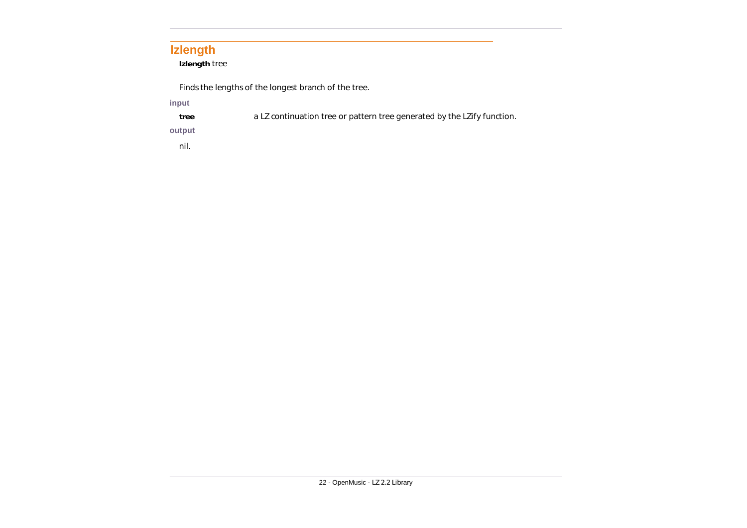## lzlength

**lzlength** tree

Finds the lengths of the longest branch of the tree.

**input**

**tree** a LZ continuation tree or pattern tree generated by the LZify function.

**output**

nil.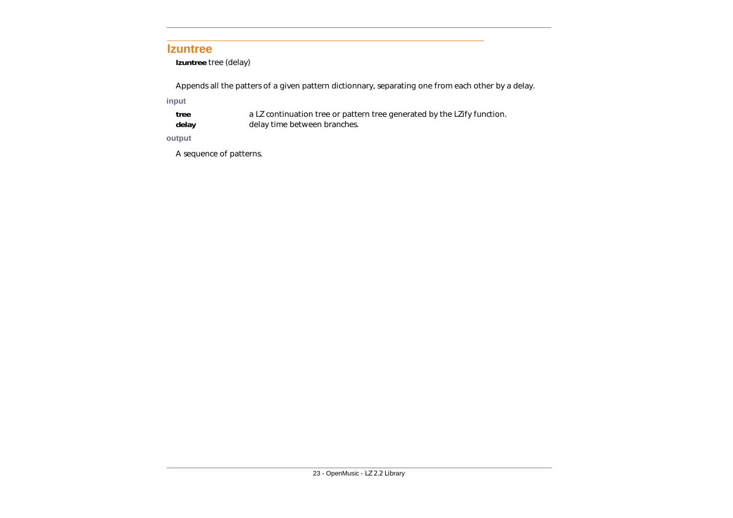## lzuntree

**lzuntree** tree (delay)

Appends all the patters of a given pattern dictionnary, separating one from each other by a delay.

### input

**tree** a LZ continuation tree or pattern tree generated by the LZify function.
**delay** delay time between branches.

### output

A sequence of patterns.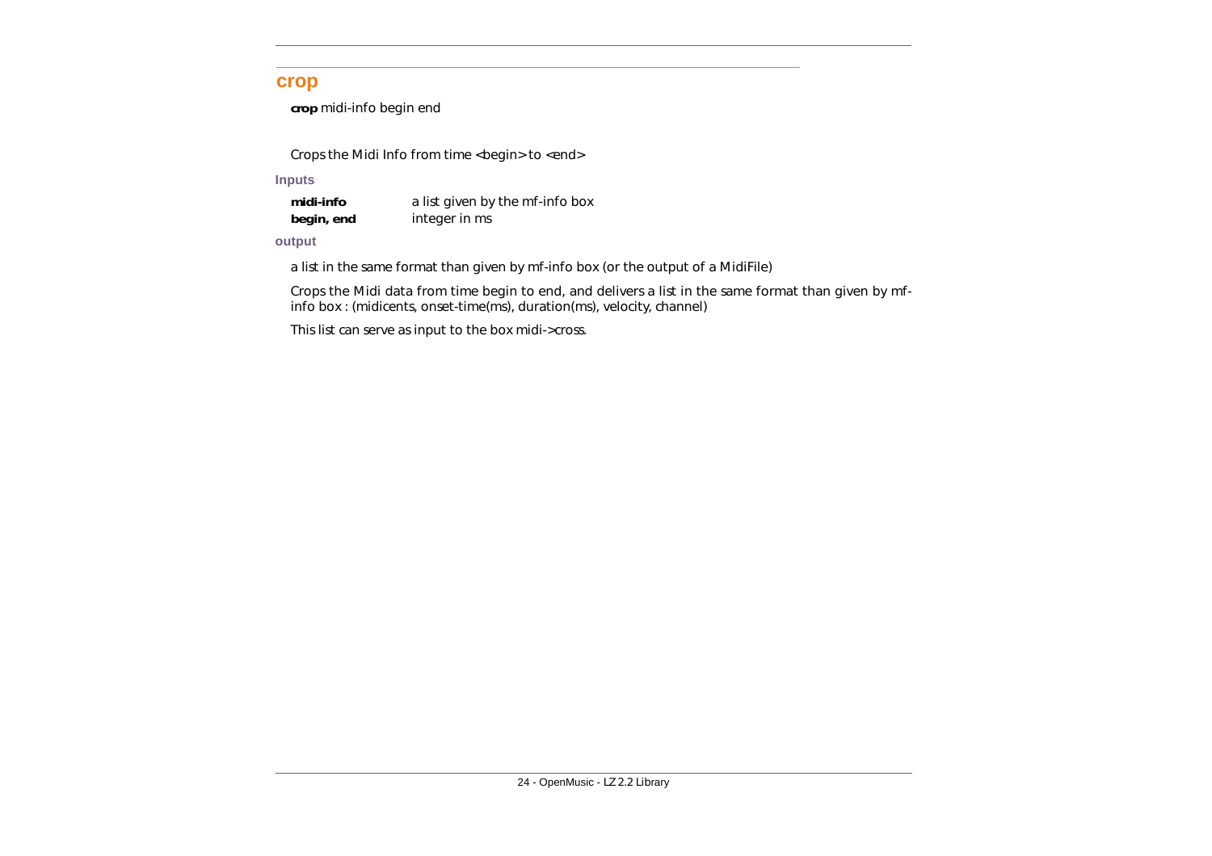## crop

**crop** midi-info begin end

Crops the Midi Info from time <begin> to <end>

### Inputs

| | |
|---|---|
| **midi-info** | a list given by the mf-info box |
| **begin, end** | integer in ms |

### output

a list in the same format than given by mf-info box (or the output of a MidiFile)

Crops the Midi data from time begin to end, and delivers a list in the same format than given by mf-info box : (midicents, onset-time(ms), duration(ms), velocity, channel)

This list can serve as input to the box midi->cross.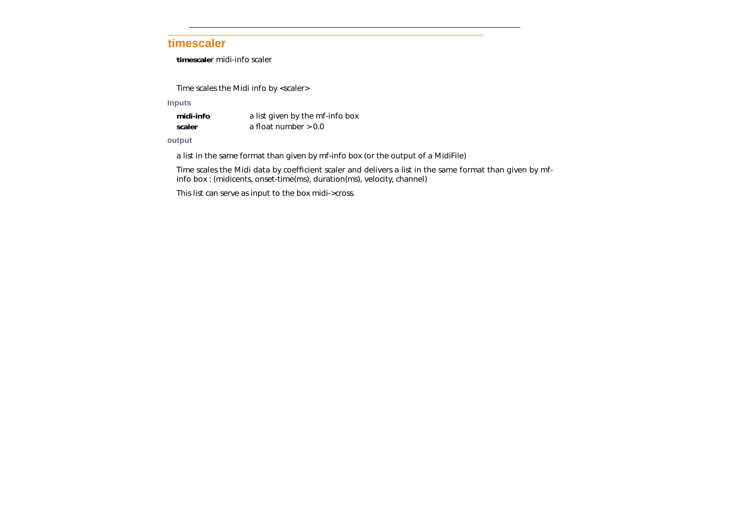## timescaler

**timescaler** midi-info scaler

Time scales the Midi info by <scaler>

### Inputs

| | |
|---|---|
| **midi-info** | a list given by the mf-info box |
| **scaler** | a float number > 0.0 |

### output

a list in the same format than given by mf-info box (or the output of a MidiFile)

Time scales the Midi data by coefficient scaler and delivers a list in the same format than given by mf-info box : (midicents, onset-time(ms), duration(ms), velocity, channel)

This list can serve as input to the box midi->cross.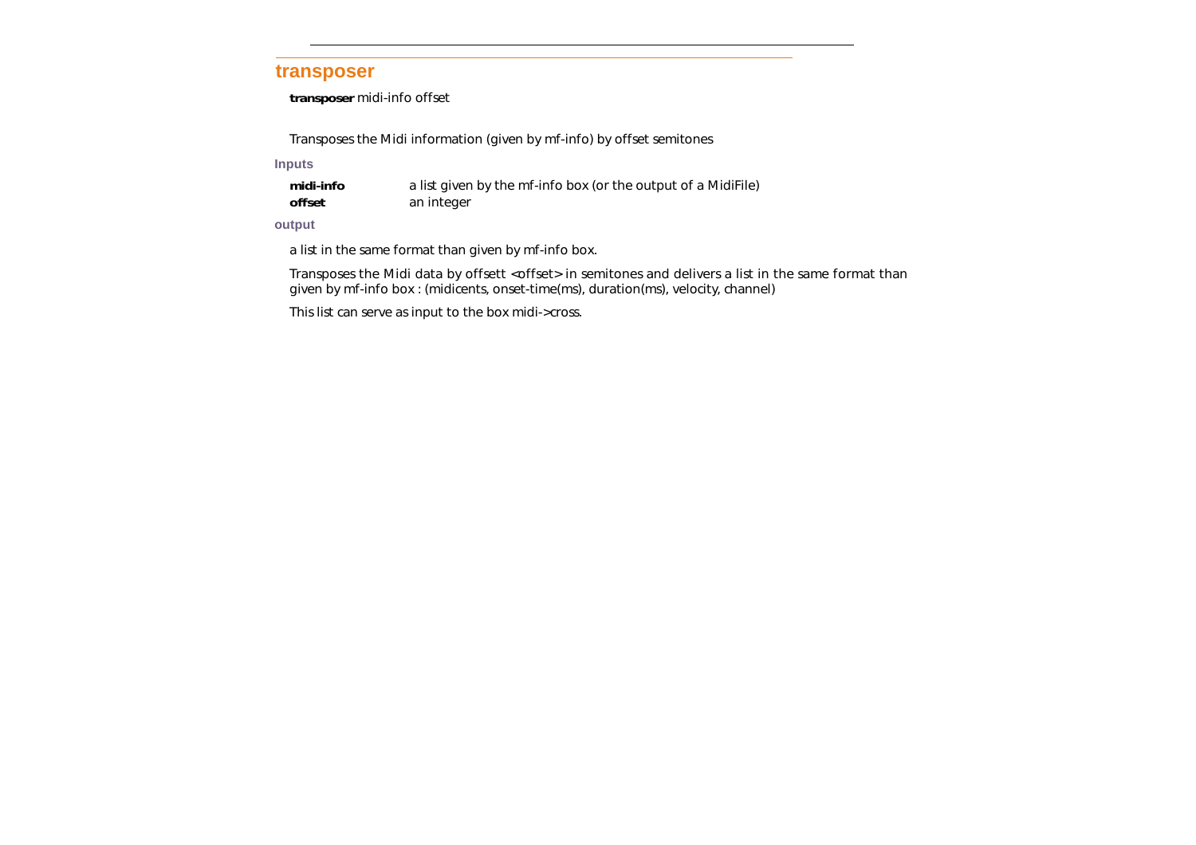## transposer

**transposer** midi-info offset

Transposes the Midi information (given by mf-info) by offset semitones

### Inputs

| | |
|---|---|
| **midi-info** | a list given by the mf-info box (or the output of a MidiFile) |
| **offset** | an integer |

### output

a list in the same format than given by mf-info box.

Transposes the Midi data by offsett <offset> in semitones and delivers a list in the same format than given by mf-info box : (midicents, onset-time(ms), duration(ms), velocity, channel)

This list can serve as input to the box midi->cross.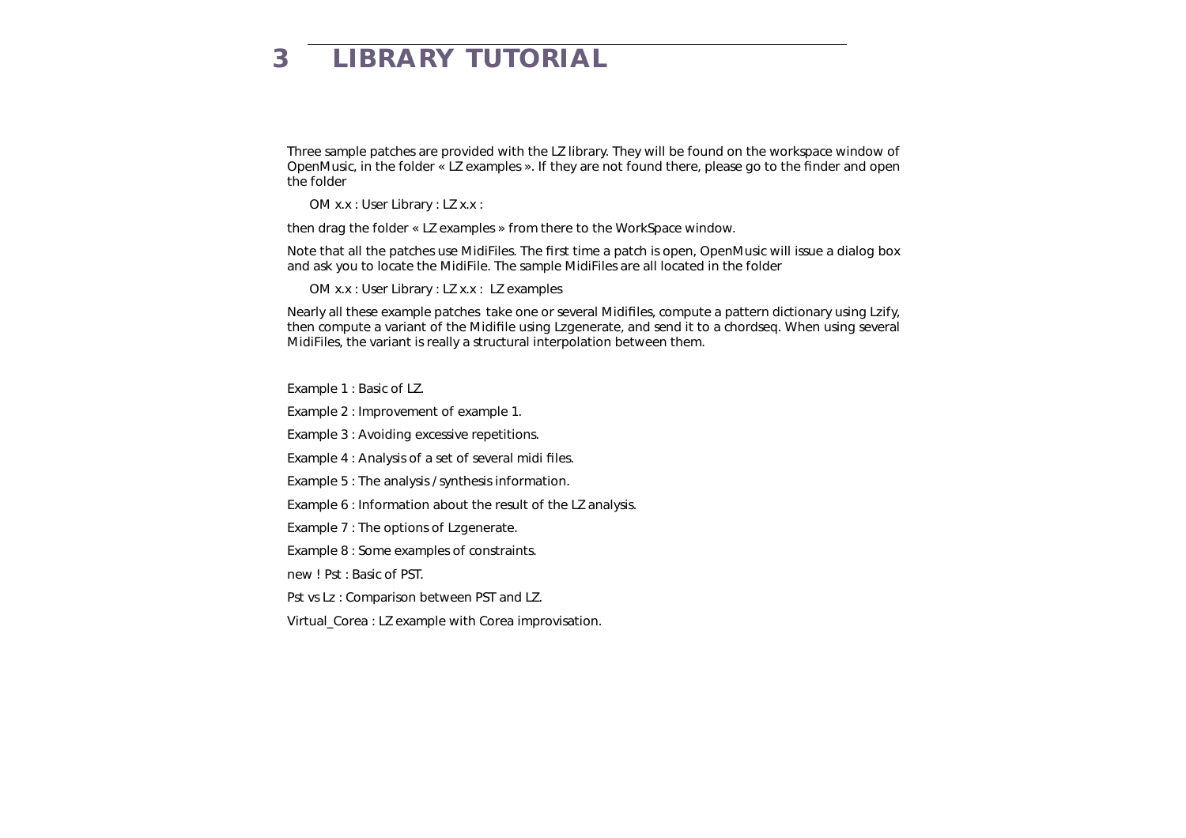# 3 LIBRARY TUTORIAL

Three sample patches are provided with the LZ library. They will be found on the workspace window of OpenMusic, in the folder « LZ examples ». If they are not found there, please go to the finder and open the folder

OM x.x : User Library : LZ x.x :

then drag the folder « LZ examples » from there to the WorkSpace window.

Note that all the patches use MidiFiles. The first time a patch is open, OpenMusic will issue a dialog box and ask you to locate the MidiFile. The sample MidiFiles are all located in the folder

OM x.x : User Library : LZ x.x : LZ examples

Nearly all these example patches take one or several Midifiles, compute a pattern dictionary using Lzify, then compute a variant of the Midifile using Lzgenerate, and send it to a chordseq. When using several MidiFiles, the variant is really a structural interpolation between them.

Example 1 : Basic of LZ.

Example 2 : Improvement of example 1.

Example 3 : Avoiding excessive repetitions.

Example 4 : Analysis of a set of several midi files.

Example 5 : The analysis / synthesis information.

Example 6 : Information about the result of the LZ analysis.

Example 7 : The options of Lzgenerate.

Example 8 : Some examples of constraints.

new ! Pst : Basic of PST.

Pst vs Lz : Comparison between PST and LZ.

Virtual_Corea : LZ example with Corea improvisation.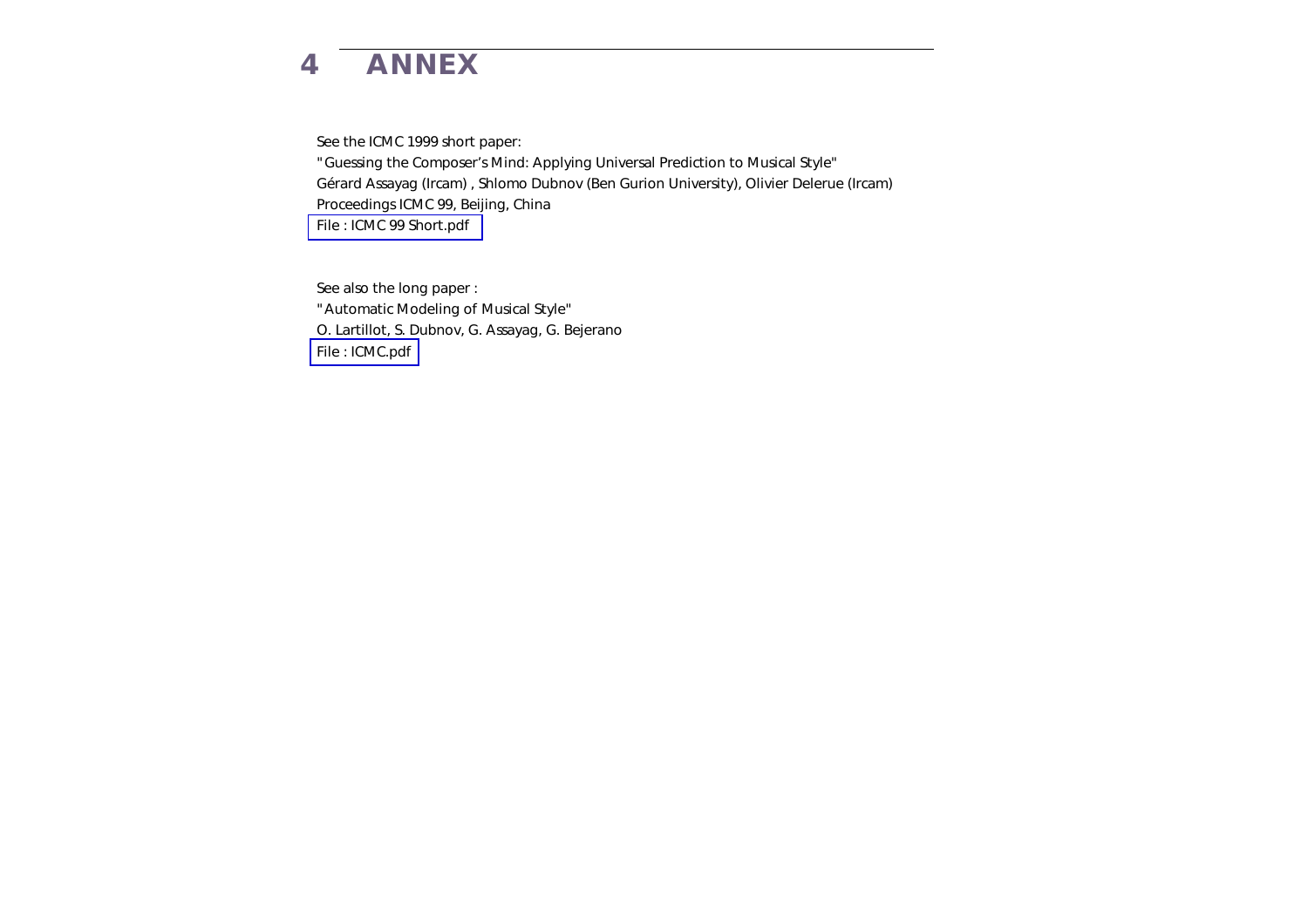# 4 ANNEX

See the ICMC 1999 short paper:
"Guessing the Composer's Mind: Applying Universal Prediction to Musical Style"
Gérard Assayag (Ircam) , Shlomo Dubnov (Ben Gurion University), Olivier Delerue (Ircam)
Proceedings ICMC 99, Beijing, China
File : ICMC 99 Short.pdf

See also the long paper :
"Automatic Modeling of Musical Style"
O. Lartillot, S. Dubnov, G. Assayag, G. Bejerano
File : ICMC.pdf